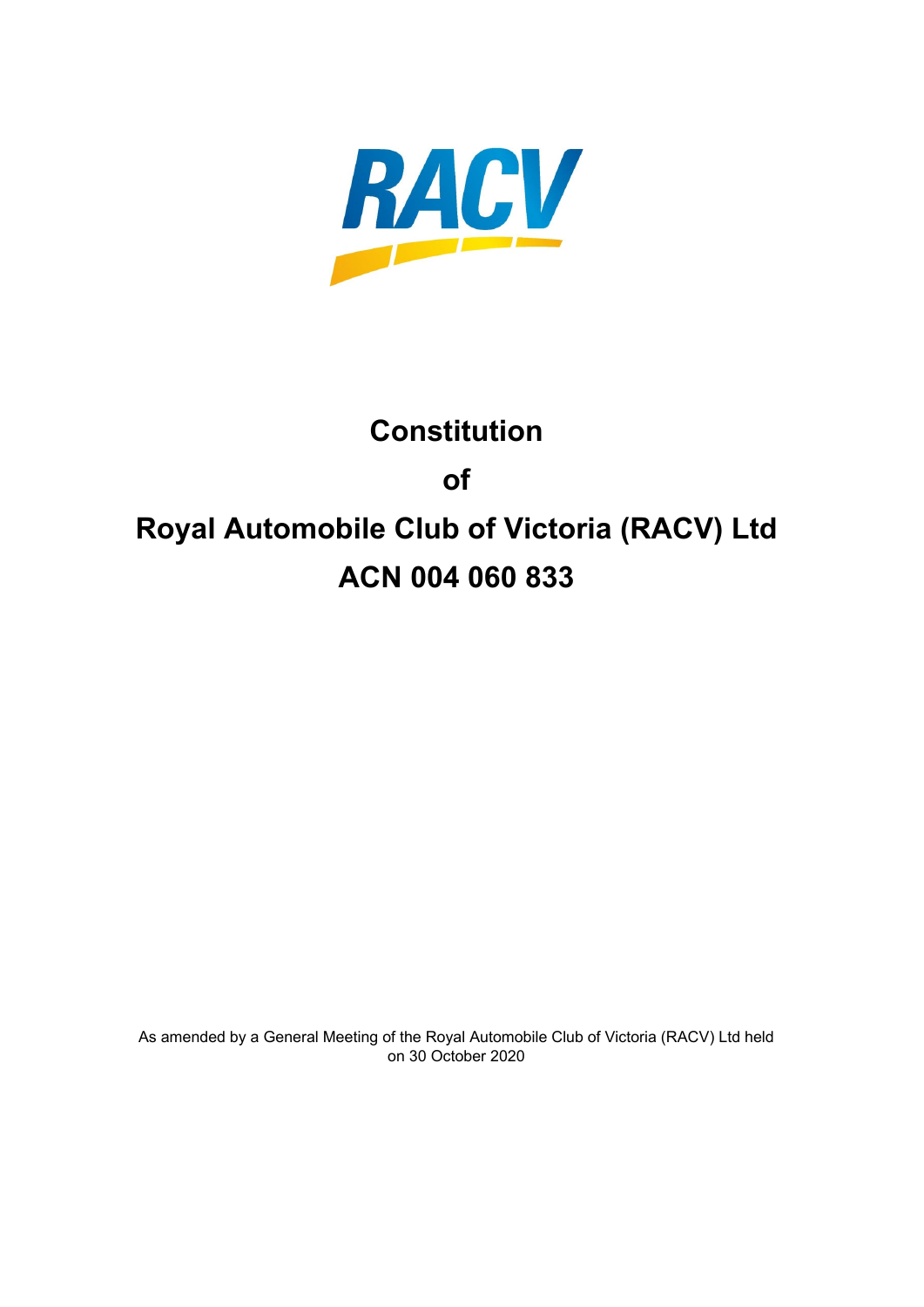RACV

# Constitution

# of

# Royal Automobile Club of Victoria (RACV) Ltd

# ACN 004 060 833

As amended by a General Meeting of the Royal Automobile Club of Victoria (RACV) Ltd held on 30 October 2020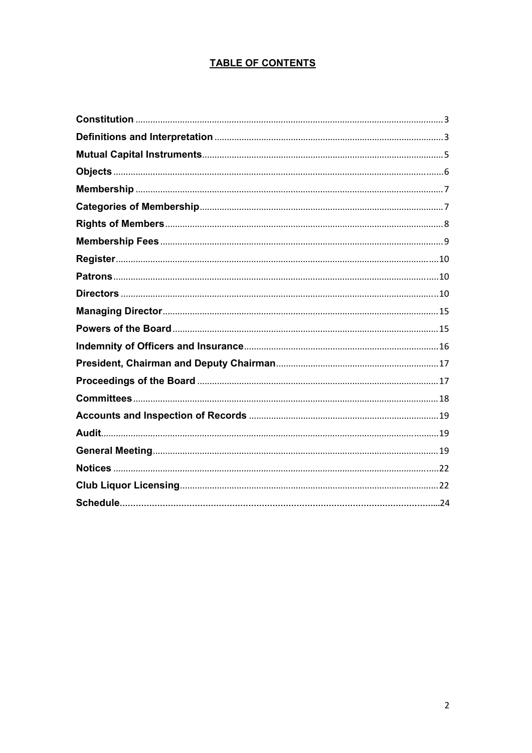## TABLE OF CONTENTS

| | |
|---|---|
| **Constitution** | 3 |
| **Definitions and Interpretation** | 3 |
| **Mutual Capital Instruments** | 5 |
| **Objects** | 6 |
| **Membership** | 7 |
| **Categories of Membership** | 7 |
| **Rights of Members** | 8 |
| **Membership Fees** | 9 |
| **Register** | 10 |
| **Patrons** | 10 |
| **Directors** | 10 |
| **Managing Director** | 15 |
| **Powers of the Board** | 15 |
| **Indemnity of Officers and Insurance** | 16 |
| **President, Chairman and Deputy Chairman** | 17 |
| **Proceedings of the Board** | 17 |
| **Committees** | 18 |
| **Accounts and Inspection of Records** | 19 |
| **Audit** | 19 |
| **General Meeting** | 19 |
| **Notices** | 22 |
| **Club Liquor Licensing** | 22 |
| **Schedule** | 24 |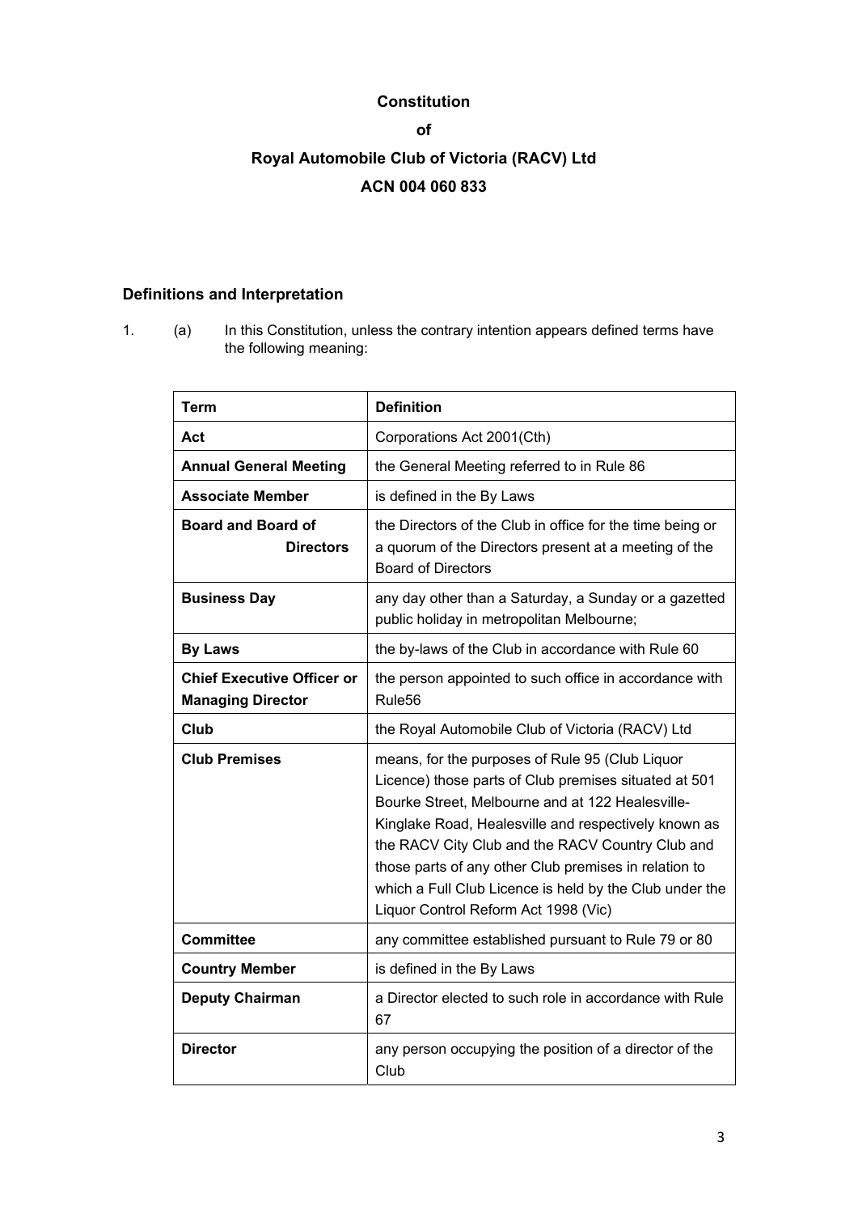# Constitution

# of

# Royal Automobile Club of Victoria (RACV) Ltd

# ACN 004 060 833

## Definitions and Interpretation

1. (a) In this Constitution, unless the contrary intention appears defined terms have the following meaning:

| Term | Definition |
|---|---|
| **Act** | Corporations Act 2001(Cth) |
| **Annual General Meeting** | the General Meeting referred to in Rule 86 |
| **Associate Member** | is defined in the By Laws |
| **Board and Board of Directors** | the Directors of the Club in office for the time being or a quorum of the Directors present at a meeting of the Board of Directors |
| **Business Day** | any day other than a Saturday, a Sunday or a gazetted public holiday in metropolitan Melbourne; |
| **By Laws** | the by-laws of the Club in accordance with Rule 60 |
| **Chief Executive Officer or Managing Director** | the person appointed to such office in accordance with Rule56 |
| **Club** | the Royal Automobile Club of Victoria (RACV) Ltd |
| **Club Premises** | means, for the purposes of Rule 95 (Club Liquor Licence) those parts of Club premises situated at 501 Bourke Street, Melbourne and at 122 Healesville-Kinglake Road, Healesville and respectively known as the RACV City Club and the RACV Country Club and those parts of any other Club premises in relation to which a Full Club Licence is held by the Club under the Liquor Control Reform Act 1998 (Vic) |
| **Committee** | any committee established pursuant to Rule 79 or 80 |
| **Country Member** | is defined in the By Laws |
| **Deputy Chairman** | a Director elected to such role in accordance with Rule 67 |
| **Director** | any person occupying the position of a director of the Club |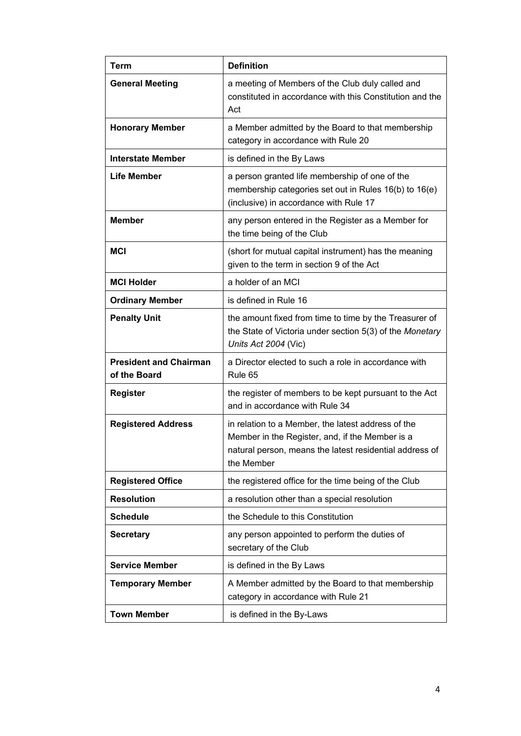| Term | Definition |
|---|---|
| **General Meeting** | a meeting of Members of the Club duly called and constituted in accordance with this Constitution and the Act |
| **Honorary Member** | a Member admitted by the Board to that membership category in accordance with Rule 20 |
| **Interstate Member** | is defined in the By Laws |
| **Life Member** | a person granted life membership of one of the membership categories set out in Rules 16(b) to 16(e) (inclusive) in accordance with Rule 17 |
| **Member** | any person entered in the Register as a Member for the time being of the Club |
| **MCI** | (short for mutual capital instrument) has the meaning given to the term in section 9 of the Act |
| **MCI Holder** | a holder of an MCI |
| **Ordinary Member** | is defined in Rule 16 |
| **Penalty Unit** | the amount fixed from time to time by the Treasurer of the State of Victoria under section 5(3) of the *Monetary Units Act 2004* (Vic) |
| **President and Chairman of the Board** | a Director elected to such a role in accordance with Rule 65 |
| **Register** | the register of members to be kept pursuant to the Act and in accordance with Rule 34 |
| **Registered Address** | in relation to a Member, the latest address of the Member in the Register, and, if the Member is a natural person, means the latest residential address of the Member |
| **Registered Office** | the registered office for the time being of the Club |
| **Resolution** | a resolution other than a special resolution |
| **Schedule** | the Schedule to this Constitution |
| **Secretary** | any person appointed to perform the duties of secretary of the Club |
| **Service Member** | is defined in the By Laws |
| **Temporary Member** | A Member admitted by the Board to that membership category in accordance with Rule 21 |
| **Town Member** | is defined in the By-Laws |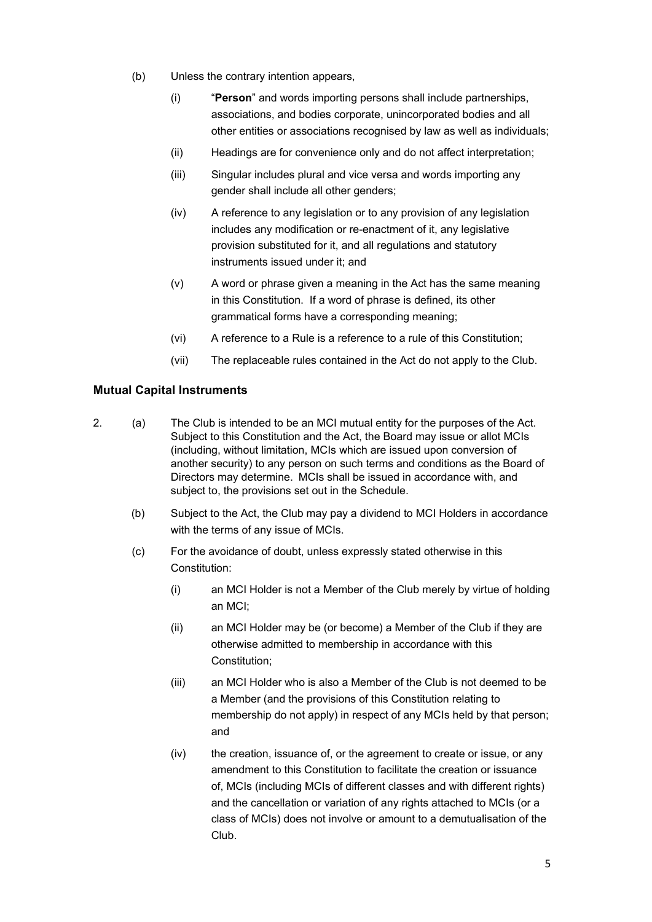(b) Unless the contrary intention appears,

   (i) "**Person**" and words importing persons shall include partnerships, associations, and bodies corporate, unincorporated bodies and all other entities or associations recognised by law as well as individuals;

   (ii) Headings are for convenience only and do not affect interpretation;

   (iii) Singular includes plural and vice versa and words importing any gender shall include all other genders;

   (iv) A reference to any legislation or to any provision of any legislation includes any modification or re-enactment of it, any legislative provision substituted for it, and all regulations and statutory instruments issued under it; and

   (v) A word or phrase given a meaning in the Act has the same meaning in this Constitution. If a word of phrase is defined, its other grammatical forms have a corresponding meaning;

   (vi) A reference to a Rule is a reference to a rule of this Constitution;

   (vii) The replaceable rules contained in the Act do not apply to the Club.

### Mutual Capital Instruments

2. (a) The Club is intended to be an MCI mutual entity for the purposes of the Act. Subject to this Constitution and the Act, the Board may issue or allot MCIs (including, without limitation, MCIs which are issued upon conversion of another security) to any person on such terms and conditions as the Board of Directors may determine. MCIs shall be issued in accordance with, and subject to, the provisions set out in the Schedule.

   (b) Subject to the Act, the Club may pay a dividend to MCI Holders in accordance with the terms of any issue of MCIs.

   (c) For the avoidance of doubt, unless expressly stated otherwise in this Constitution:

      (i) an MCI Holder is not a Member of the Club merely by virtue of holding an MCI;

      (ii) an MCI Holder may be (or become) a Member of the Club if they are otherwise admitted to membership in accordance with this Constitution;

      (iii) an MCI Holder who is also a Member of the Club is not deemed to be a Member (and the provisions of this Constitution relating to membership do not apply) in respect of any MCIs held by that person; and

      (iv) the creation, issuance of, or the agreement to create or issue, or any amendment to this Constitution to facilitate the creation or issuance of, MCIs (including MCIs of different classes and with different rights) and the cancellation or variation of any rights attached to MCIs (or a class of MCIs) does not involve or amount to a demutualisation of the Club.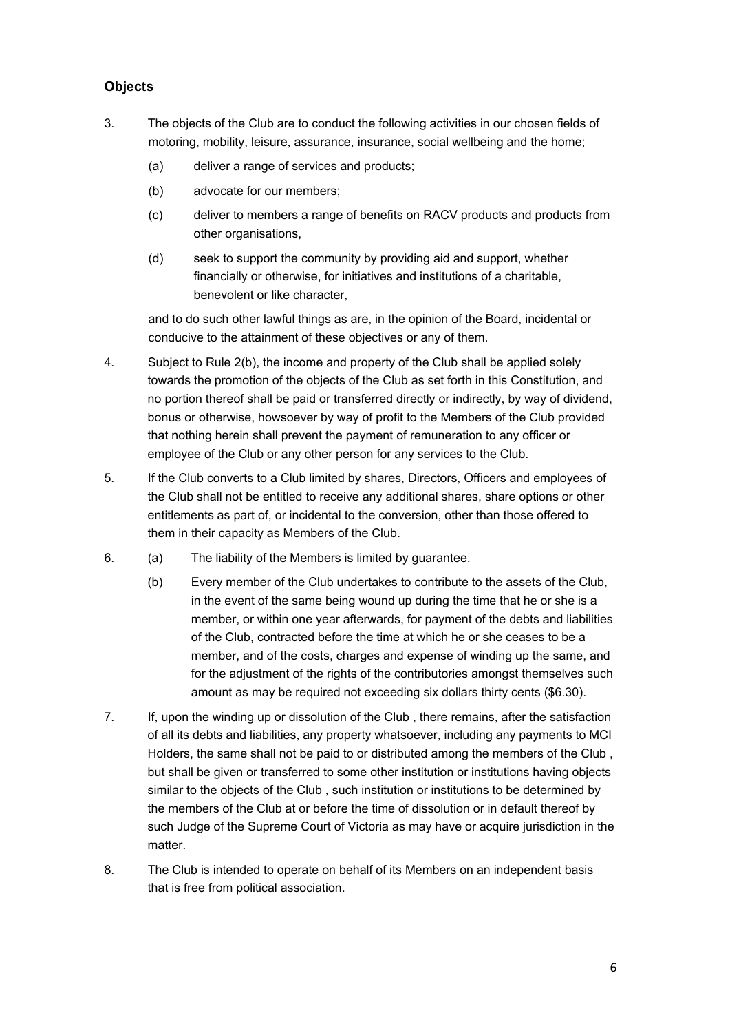## Objects

3. The objects of the Club are to conduct the following activities in our chosen fields of motoring, mobility, leisure, assurance, insurance, social wellbeing and the home;

   (a) deliver a range of services and products;

   (b) advocate for our members;

   (c) deliver to members a range of benefits on RACV products and products from other organisations,

   (d) seek to support the community by providing aid and support, whether financially or otherwise, for initiatives and institutions of a charitable, benevolent or like character,

   and to do such other lawful things as are, in the opinion of the Board, incidental or conducive to the attainment of these objectives or any of them.

4. Subject to Rule 2(b), the income and property of the Club shall be applied solely towards the promotion of the objects of the Club as set forth in this Constitution, and no portion thereof shall be paid or transferred directly or indirectly, by way of dividend, bonus or otherwise, howsoever by way of profit to the Members of the Club provided that nothing herein shall prevent the payment of remuneration to any officer or employee of the Club or any other person for any services to the Club.

5. If the Club converts to a Club limited by shares, Directors, Officers and employees of the Club shall not be entitled to receive any additional shares, share options or other entitlements as part of, or incidental to the conversion, other than those offered to them in their capacity as Members of the Club.

6. (a) The liability of the Members is limited by guarantee.

   (b) Every member of the Club undertakes to contribute to the assets of the Club, in the event of the same being wound up during the time that he or she is a member, or within one year afterwards, for payment of the debts and liabilities of the Club, contracted before the time at which he or she ceases to be a member, and of the costs, charges and expense of winding up the same, and for the adjustment of the rights of the contributories amongst themselves such amount as may be required not exceeding six dollars thirty cents ($6.30).

7. If, upon the winding up or dissolution of the Club , there remains, after the satisfaction of all its debts and liabilities, any property whatsoever, including any payments to MCI Holders, the same shall not be paid to or distributed among the members of the Club , but shall be given or transferred to some other institution or institutions having objects similar to the objects of the Club , such institution or institutions to be determined by the members of the Club at or before the time of dissolution or in default thereof by such Judge of the Supreme Court of Victoria as may have or acquire jurisdiction in the matter.

8. The Club is intended to operate on behalf of its Members on an independent basis that is free from political association.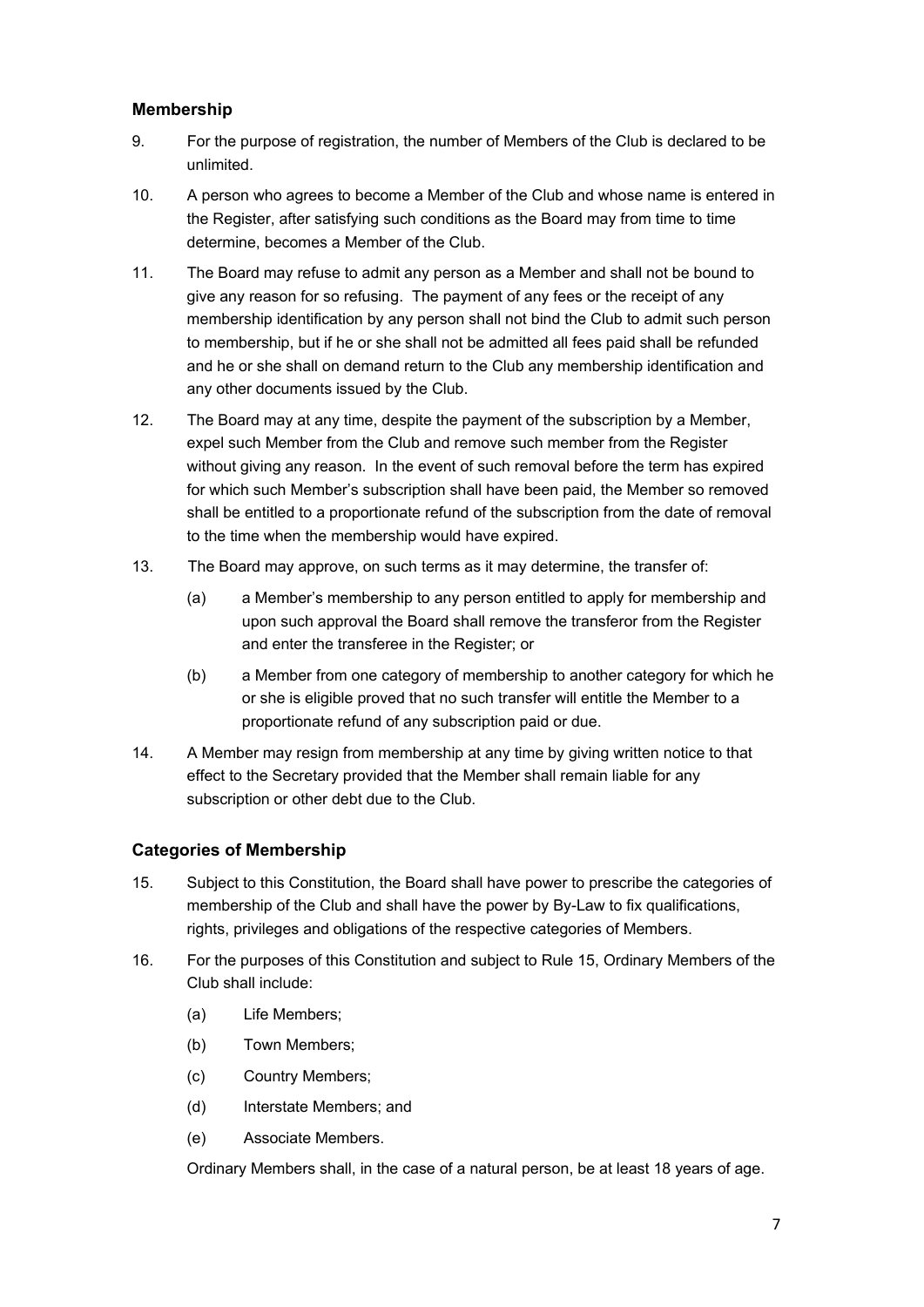## Membership

9. For the purpose of registration, the number of Members of the Club is declared to be unlimited.

10. A person who agrees to become a Member of the Club and whose name is entered in the Register, after satisfying such conditions as the Board may from time to time determine, becomes a Member of the Club.

11. The Board may refuse to admit any person as a Member and shall not be bound to give any reason for so refusing. The payment of any fees or the receipt of any membership identification by any person shall not bind the Club to admit such person to membership, but if he or she shall not be admitted all fees paid shall be refunded and he or she shall on demand return to the Club any membership identification and any other documents issued by the Club.

12. The Board may at any time, despite the payment of the subscription by a Member, expel such Member from the Club and remove such member from the Register without giving any reason. In the event of such removal before the term has expired for which such Member's subscription shall have been paid, the Member so removed shall be entitled to a proportionate refund of the subscription from the date of removal to the time when the membership would have expired.

13. The Board may approve, on such terms as it may determine, the transfer of:

    (a) a Member's membership to any person entitled to apply for membership and upon such approval the Board shall remove the transferor from the Register and enter the transferee in the Register; or

    (b) a Member from one category of membership to another category for which he or she is eligible proved that no such transfer will entitle the Member to a proportionate refund of any subscription paid or due.

14. A Member may resign from membership at any time by giving written notice to that effect to the Secretary provided that the Member shall remain liable for any subscription or other debt due to the Club.

## Categories of Membership

15. Subject to this Constitution, the Board shall have power to prescribe the categories of membership of the Club and shall have the power by By-Law to fix qualifications, rights, privileges and obligations of the respective categories of Members.

16. For the purposes of this Constitution and subject to Rule 15, Ordinary Members of the Club shall include:

    (a) Life Members;

    (b) Town Members;

    (c) Country Members;

    (d) Interstate Members; and

    (e) Associate Members.

    Ordinary Members shall, in the case of a natural person, be at least 18 years of age.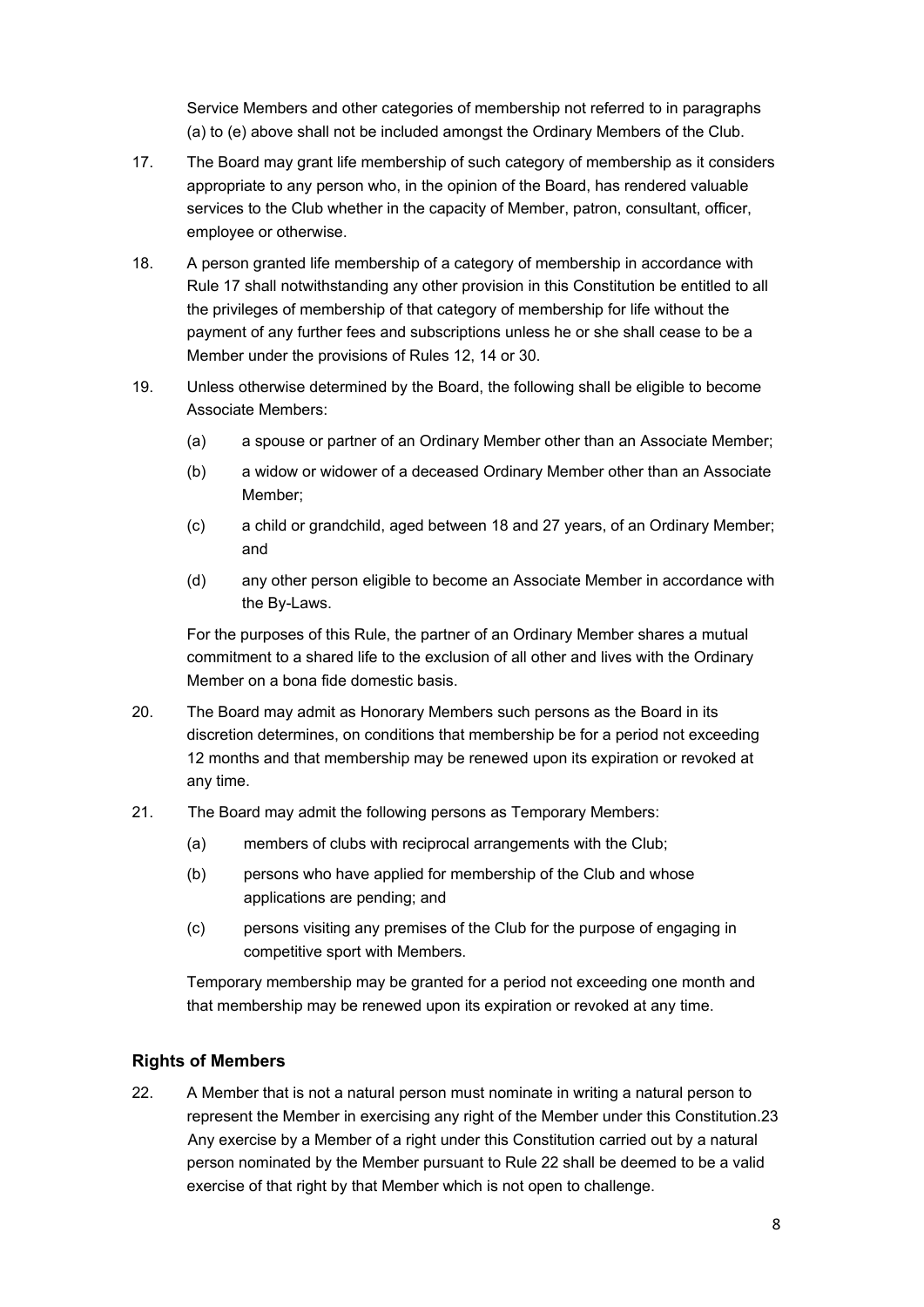Service Members and other categories of membership not referred to in paragraphs (a) to (e) above shall not be included amongst the Ordinary Members of the Club.

17. The Board may grant life membership of such category of membership as it considers appropriate to any person who, in the opinion of the Board, has rendered valuable services to the Club whether in the capacity of Member, patron, consultant, officer, employee or otherwise.

18. A person granted life membership of a category of membership in accordance with Rule 17 shall notwithstanding any other provision in this Constitution be entitled to all the privileges of membership of that category of membership for life without the payment of any further fees and subscriptions unless he or she shall cease to be a Member under the provisions of Rules 12, 14 or 30.

19. Unless otherwise determined by the Board, the following shall be eligible to become Associate Members:

    (a) a spouse or partner of an Ordinary Member other than an Associate Member;

    (b) a widow or widower of a deceased Ordinary Member other than an Associate Member;

    (c) a child or grandchild, aged between 18 and 27 years, of an Ordinary Member; and

    (d) any other person eligible to become an Associate Member in accordance with the By-Laws.

    For the purposes of this Rule, the partner of an Ordinary Member shares a mutual commitment to a shared life to the exclusion of all other and lives with the Ordinary Member on a bona fide domestic basis.

20. The Board may admit as Honorary Members such persons as the Board in its discretion determines, on conditions that membership be for a period not exceeding 12 months and that membership may be renewed upon its expiration or revoked at any time.

21. The Board may admit the following persons as Temporary Members:

    (a) members of clubs with reciprocal arrangements with the Club;

    (b) persons who have applied for membership of the Club and whose applications are pending; and

    (c) persons visiting any premises of the Club for the purpose of engaging in competitive sport with Members.

    Temporary membership may be granted for a period not exceeding one month and that membership may be renewed upon its expiration or revoked at any time.

## Rights of Members

22. A Member that is not a natural person must nominate in writing a natural person to represent the Member in exercising any right of the Member under this Constitution.23 Any exercise by a Member of a right under this Constitution carried out by a natural person nominated by the Member pursuant to Rule 22 shall be deemed to be a valid exercise of that right by that Member which is not open to challenge.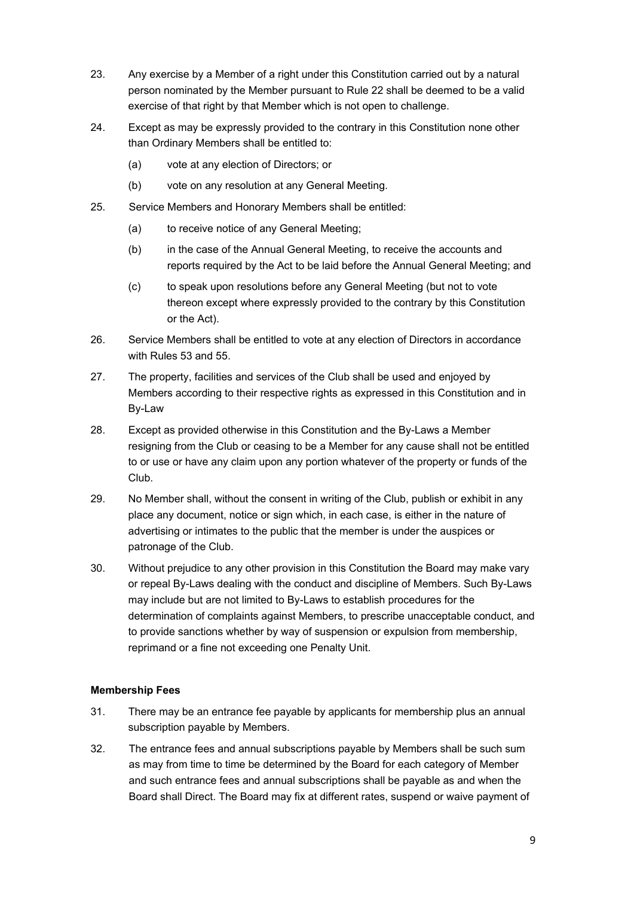23. Any exercise by a Member of a right under this Constitution carried out by a natural person nominated by the Member pursuant to Rule 22 shall be deemed to be a valid exercise of that right by that Member which is not open to challenge.

24. Except as may be expressly provided to the contrary in this Constitution none other than Ordinary Members shall be entitled to:

    (a) vote at any election of Directors; or

    (b) vote on any resolution at any General Meeting.

25. Service Members and Honorary Members shall be entitled:

    (a) to receive notice of any General Meeting;

    (b) in the case of the Annual General Meeting, to receive the accounts and reports required by the Act to be laid before the Annual General Meeting; and

    (c) to speak upon resolutions before any General Meeting (but not to vote thereon except where expressly provided to the contrary by this Constitution or the Act).

26. Service Members shall be entitled to vote at any election of Directors in accordance with Rules 53 and 55.

27. The property, facilities and services of the Club shall be used and enjoyed by Members according to their respective rights as expressed in this Constitution and in By-Law

28. Except as provided otherwise in this Constitution and the By-Laws a Member resigning from the Club or ceasing to be a Member for any cause shall not be entitled to or use or have any claim upon any portion whatever of the property or funds of the Club.

29. No Member shall, without the consent in writing of the Club, publish or exhibit in any place any document, notice or sign which, in each case, is either in the nature of advertising or intimates to the public that the member is under the auspices or patronage of the Club.

30. Without prejudice to any other provision in this Constitution the Board may make vary or repeal By-Laws dealing with the conduct and discipline of Members. Such By-Laws may include but are not limited to By-Laws to establish procedures for the determination of complaints against Members, to prescribe unacceptable conduct, and to provide sanctions whether by way of suspension or expulsion from membership, reprimand or a fine not exceeding one Penalty Unit.

**Membership Fees**

31. There may be an entrance fee payable by applicants for membership plus an annual subscription payable by Members.

32. The entrance fees and annual subscriptions payable by Members shall be such sum as may from time to time be determined by the Board for each category of Member and such entrance fees and annual subscriptions shall be payable as and when the Board shall Direct. The Board may fix at different rates, suspend or waive payment of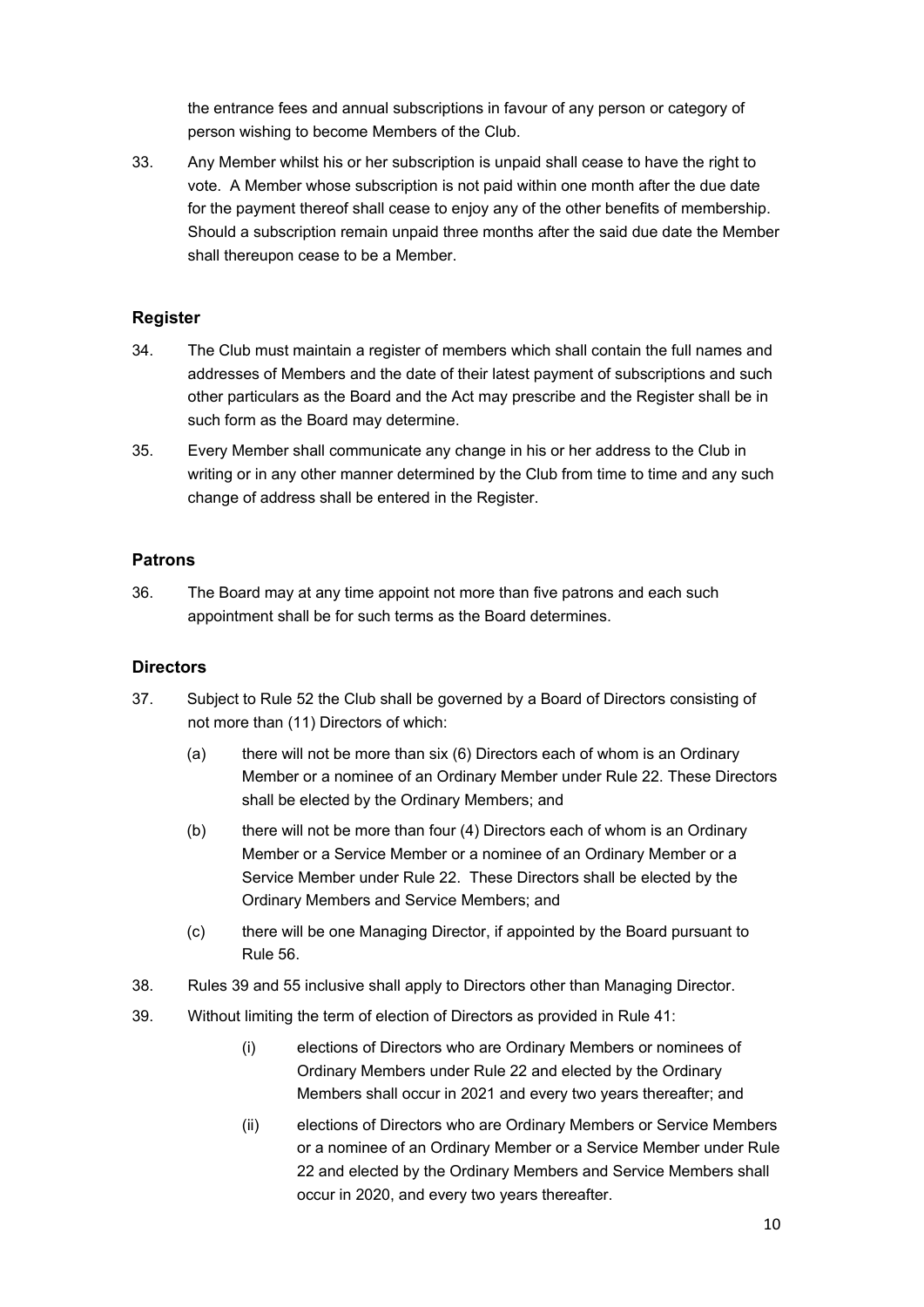the entrance fees and annual subscriptions in favour of any person or category of person wishing to become Members of the Club.

33. Any Member whilst his or her subscription is unpaid shall cease to have the right to vote. A Member whose subscription is not paid within one month after the due date for the payment thereof shall cease to enjoy any of the other benefits of membership. Should a subscription remain unpaid three months after the said due date the Member shall thereupon cease to be a Member.

### Register

34. The Club must maintain a register of members which shall contain the full names and addresses of Members and the date of their latest payment of subscriptions and such other particulars as the Board and the Act may prescribe and the Register shall be in such form as the Board may determine.

35. Every Member shall communicate any change in his or her address to the Club in writing or in any other manner determined by the Club from time to time and any such change of address shall be entered in the Register.

### Patrons

36. The Board may at any time appoint not more than five patrons and each such appointment shall be for such terms as the Board determines.

### Directors

37. Subject to Rule 52 the Club shall be governed by a Board of Directors consisting of not more than (11) Directors of which:

    (a) there will not be more than six (6) Directors each of whom is an Ordinary Member or a nominee of an Ordinary Member under Rule 22. These Directors shall be elected by the Ordinary Members; and

    (b) there will not be more than four (4) Directors each of whom is an Ordinary Member or a Service Member or a nominee of an Ordinary Member or a Service Member under Rule 22. These Directors shall be elected by the Ordinary Members and Service Members; and

    (c) there will be one Managing Director, if appointed by the Board pursuant to Rule 56.

38. Rules 39 and 55 inclusive shall apply to Directors other than Managing Director.

39. Without limiting the term of election of Directors as provided in Rule 41:

    (i) elections of Directors who are Ordinary Members or nominees of Ordinary Members under Rule 22 and elected by the Ordinary Members shall occur in 2021 and every two years thereafter; and

    (ii) elections of Directors who are Ordinary Members or Service Members or a nominee of an Ordinary Member or a Service Member under Rule 22 and elected by the Ordinary Members and Service Members shall occur in 2020, and every two years thereafter.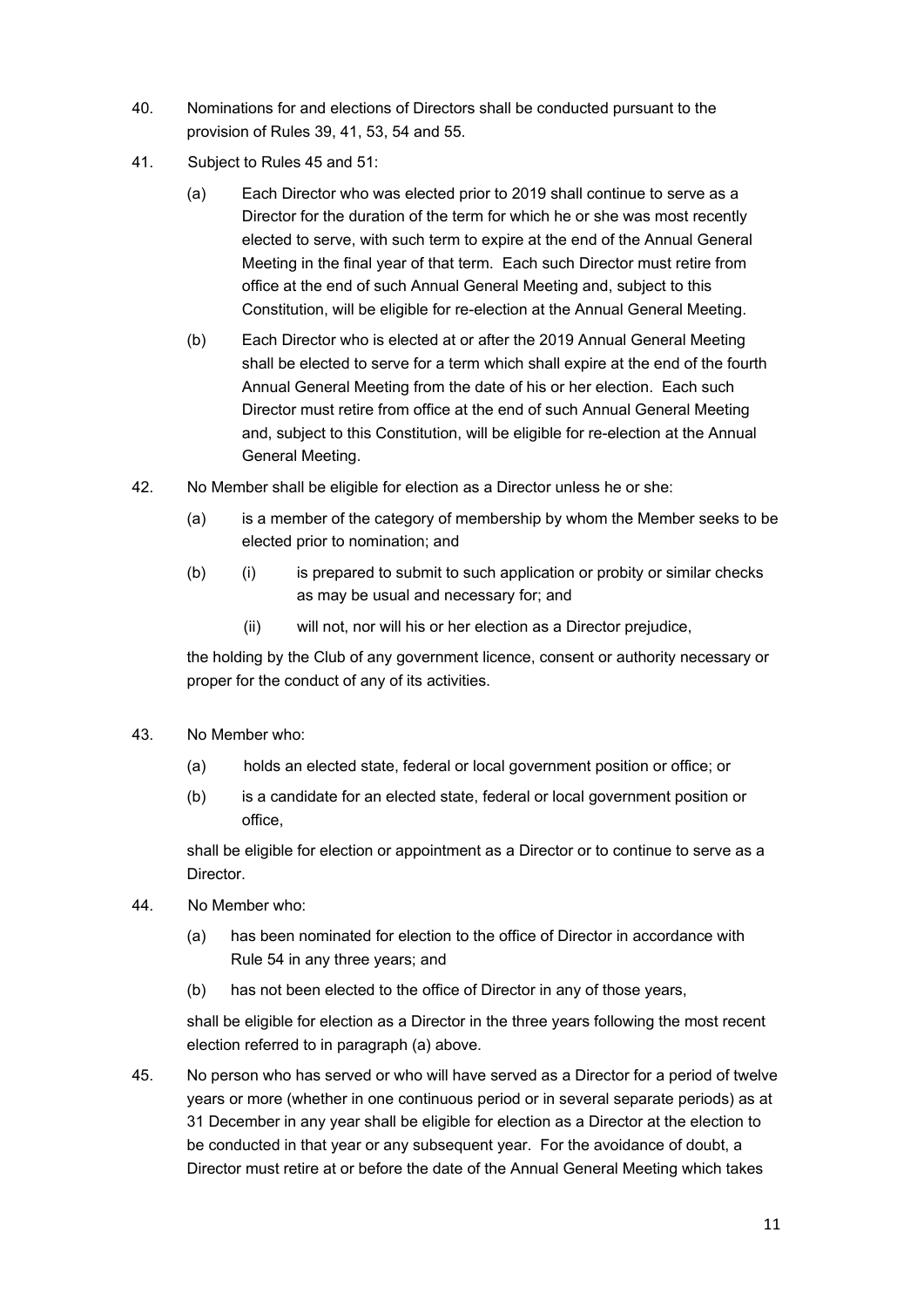40. Nominations for and elections of Directors shall be conducted pursuant to the provision of Rules 39, 41, 53, 54 and 55.

41. Subject to Rules 45 and 51:

    (a) Each Director who was elected prior to 2019 shall continue to serve as a Director for the duration of the term for which he or she was most recently elected to serve, with such term to expire at the end of the Annual General Meeting in the final year of that term. Each such Director must retire from office at the end of such Annual General Meeting and, subject to this Constitution, will be eligible for re-election at the Annual General Meeting.

    (b) Each Director who is elected at or after the 2019 Annual General Meeting shall be elected to serve for a term which shall expire at the end of the fourth Annual General Meeting from the date of his or her election. Each such Director must retire from office at the end of such Annual General Meeting and, subject to this Constitution, will be eligible for re-election at the Annual General Meeting.

42. No Member shall be eligible for election as a Director unless he or she:

    (a) is a member of the category of membership by whom the Member seeks to be elected prior to nomination; and

    (b) (i) is prepared to submit to such application or probity or similar checks as may be usual and necessary for; and

        (ii) will not, nor will his or her election as a Director prejudice,

    the holding by the Club of any government licence, consent or authority necessary or proper for the conduct of any of its activities.

43. No Member who:

    (a) holds an elected state, federal or local government position or office; or

    (b) is a candidate for an elected state, federal or local government position or office,

    shall be eligible for election or appointment as a Director or to continue to serve as a Director.

44. No Member who:

    (a) has been nominated for election to the office of Director in accordance with Rule 54 in any three years; and

    (b) has not been elected to the office of Director in any of those years,

    shall be eligible for election as a Director in the three years following the most recent election referred to in paragraph (a) above.

45. No person who has served or who will have served as a Director for a period of twelve years or more (whether in one continuous period or in several separate periods) as at 31 December in any year shall be eligible for election as a Director at the election to be conducted in that year or any subsequent year. For the avoidance of doubt, a Director must retire at or before the date of the Annual General Meeting which takes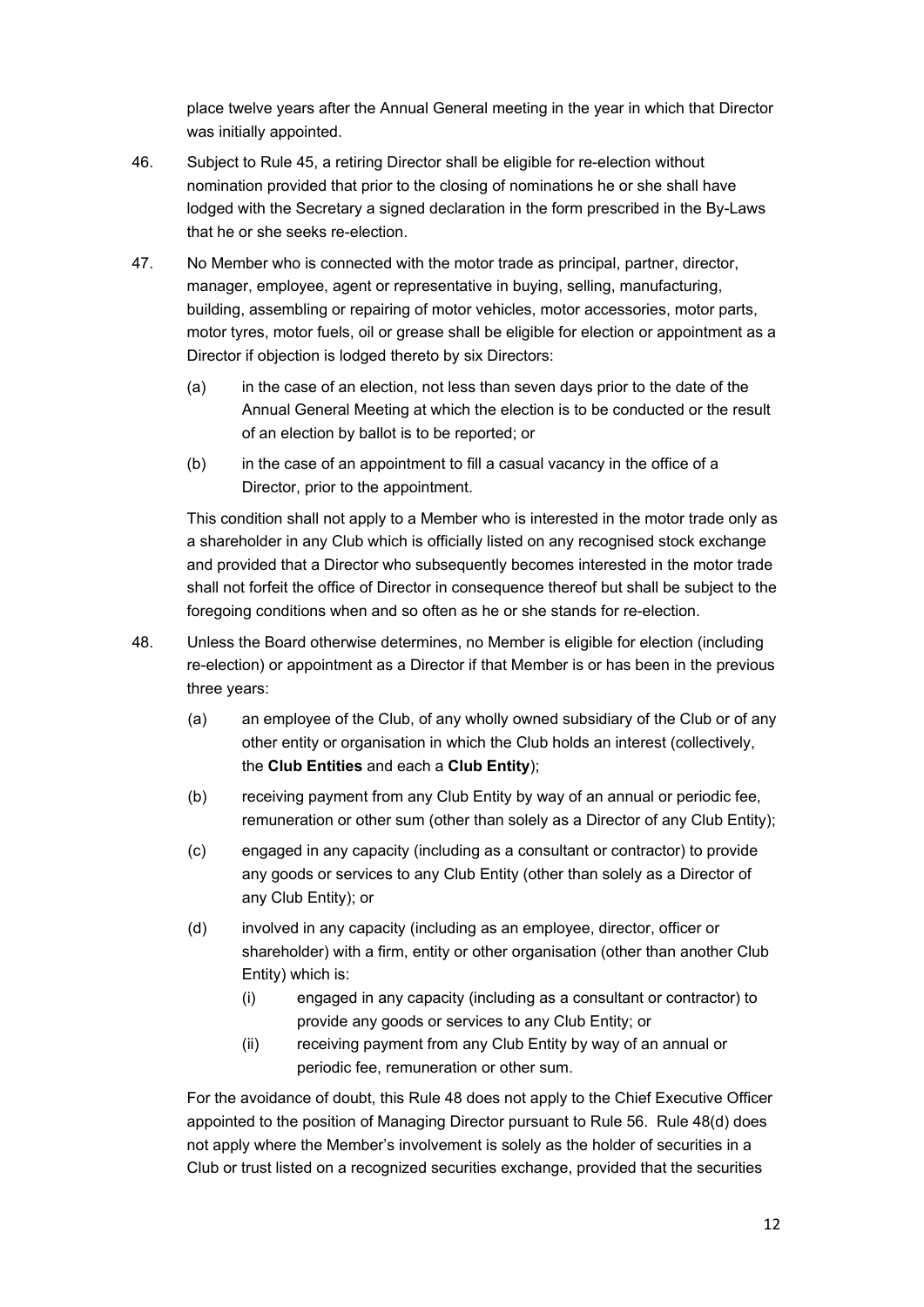place twelve years after the Annual General meeting in the year in which that Director was initially appointed.

46. Subject to Rule 45, a retiring Director shall be eligible for re-election without nomination provided that prior to the closing of nominations he or she shall have lodged with the Secretary a signed declaration in the form prescribed in the By-Laws that he or she seeks re-election.

47. No Member who is connected with the motor trade as principal, partner, director, manager, employee, agent or representative in buying, selling, manufacturing, building, assembling or repairing of motor vehicles, motor accessories, motor parts, motor tyres, motor fuels, oil or grease shall be eligible for election or appointment as a Director if objection is lodged thereto by six Directors:

   (a) in the case of an election, not less than seven days prior to the date of the Annual General Meeting at which the election is to be conducted or the result of an election by ballot is to be reported; or

   (b) in the case of an appointment to fill a casual vacancy in the office of a Director, prior to the appointment.

   This condition shall not apply to a Member who is interested in the motor trade only as a shareholder in any Club which is officially listed on any recognised stock exchange and provided that a Director who subsequently becomes interested in the motor trade shall not forfeit the office of Director in consequence thereof but shall be subject to the foregoing conditions when and so often as he or she stands for re-election.

48. Unless the Board otherwise determines, no Member is eligible for election (including re-election) or appointment as a Director if that Member is or has been in the previous three years:

   (a) an employee of the Club, of any wholly owned subsidiary of the Club or of any other entity or organisation in which the Club holds an interest (collectively, the **Club Entities** and each a **Club Entity**);

   (b) receiving payment from any Club Entity by way of an annual or periodic fee, remuneration or other sum (other than solely as a Director of any Club Entity);

   (c) engaged in any capacity (including as a consultant or contractor) to provide any goods or services to any Club Entity (other than solely as a Director of any Club Entity); or

   (d) involved in any capacity (including as an employee, director, officer or shareholder) with a firm, entity or other organisation (other than another Club Entity) which is:

      (i) engaged in any capacity (including as a consultant or contractor) to provide any goods or services to any Club Entity; or

      (ii) receiving payment from any Club Entity by way of an annual or periodic fee, remuneration or other sum.

   For the avoidance of doubt, this Rule 48 does not apply to the Chief Executive Officer appointed to the position of Managing Director pursuant to Rule 56. Rule 48(d) does not apply where the Member's involvement is solely as the holder of securities in a Club or trust listed on a recognized securities exchange, provided that the securities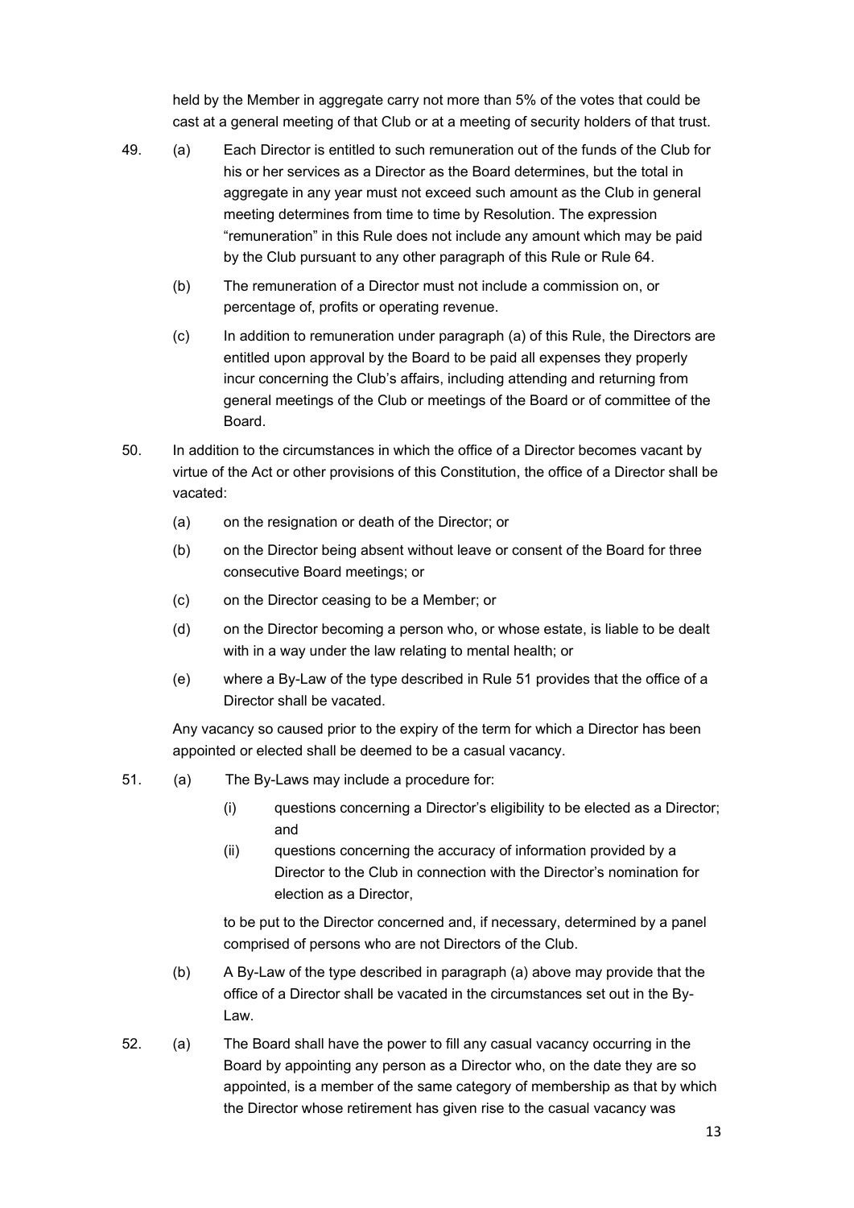held by the Member in aggregate carry not more than 5% of the votes that could be cast at a general meeting of that Club or at a meeting of security holders of that trust.

49. (a) Each Director is entitled to such remuneration out of the funds of the Club for his or her services as a Director as the Board determines, but the total in aggregate in any year must not exceed such amount as the Club in general meeting determines from time to time by Resolution. The expression "remuneration" in this Rule does not include any amount which may be paid by the Club pursuant to any other paragraph of this Rule or Rule 64.

    (b) The remuneration of a Director must not include a commission on, or percentage of, profits or operating revenue.

    (c) In addition to remuneration under paragraph (a) of this Rule, the Directors are entitled upon approval by the Board to be paid all expenses they properly incur concerning the Club's affairs, including attending and returning from general meetings of the Club or meetings of the Board or of committee of the Board.

50. In addition to the circumstances in which the office of a Director becomes vacant by virtue of the Act or other provisions of this Constitution, the office of a Director shall be vacated:

    (a) on the resignation or death of the Director; or

    (b) on the Director being absent without leave or consent of the Board for three consecutive Board meetings; or

    (c) on the Director ceasing to be a Member; or

    (d) on the Director becoming a person who, or whose estate, is liable to be dealt with in a way under the law relating to mental health; or

    (e) where a By-Law of the type described in Rule 51 provides that the office of a Director shall be vacated.

    Any vacancy so caused prior to the expiry of the term for which a Director has been appointed or elected shall be deemed to be a casual vacancy.

51. (a) The By-Laws may include a procedure for:

        (i) questions concerning a Director's eligibility to be elected as a Director; and

        (ii) questions concerning the accuracy of information provided by a Director to the Club in connection with the Director's nomination for election as a Director,

        to be put to the Director concerned and, if necessary, determined by a panel comprised of persons who are not Directors of the Club.

    (b) A By-Law of the type described in paragraph (a) above may provide that the office of a Director shall be vacated in the circumstances set out in the By-Law.

52. (a) The Board shall have the power to fill any casual vacancy occurring in the Board by appointing any person as a Director who, on the date they are so appointed, is a member of the same category of membership as that by which the Director whose retirement has given rise to the casual vacancy was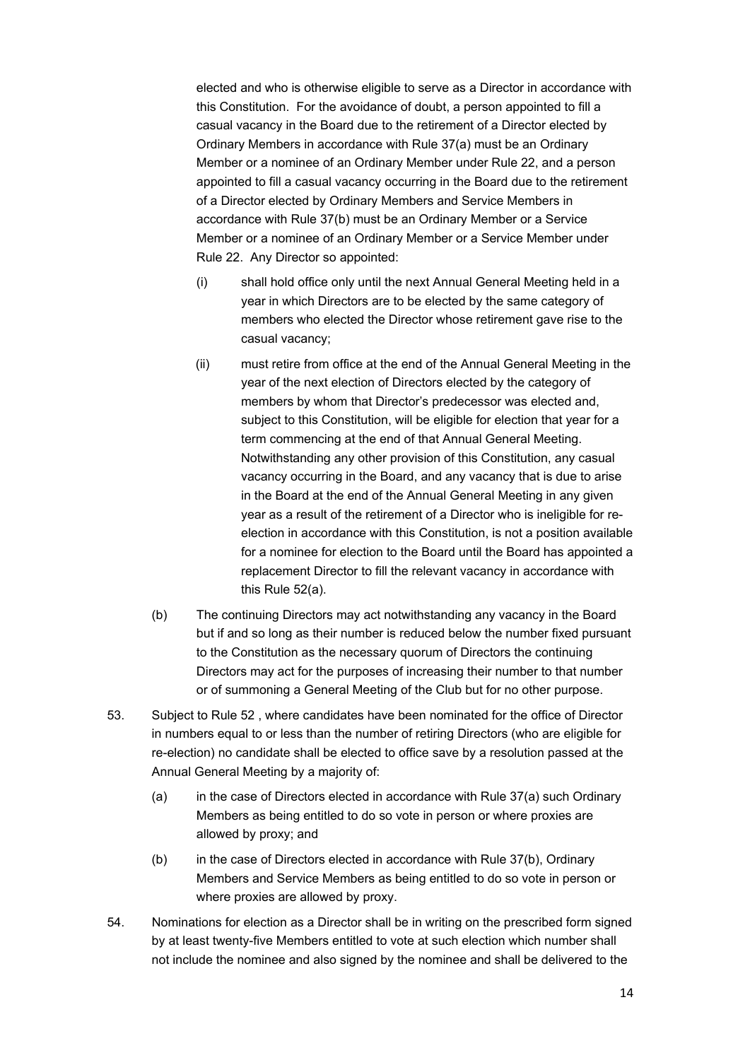elected and who is otherwise eligible to serve as a Director in accordance with this Constitution. For the avoidance of doubt, a person appointed to fill a casual vacancy in the Board due to the retirement of a Director elected by Ordinary Members in accordance with Rule 37(a) must be an Ordinary Member or a nominee of an Ordinary Member under Rule 22, and a person appointed to fill a casual vacancy occurring in the Board due to the retirement of a Director elected by Ordinary Members and Service Members in accordance with Rule 37(b) must be an Ordinary Member or a Service Member or a nominee of an Ordinary Member or a Service Member under Rule 22. Any Director so appointed:

(i) shall hold office only until the next Annual General Meeting held in a year in which Directors are to be elected by the same category of members who elected the Director whose retirement gave rise to the casual vacancy;

(ii) must retire from office at the end of the Annual General Meeting in the year of the next election of Directors elected by the category of members by whom that Director's predecessor was elected and, subject to this Constitution, will be eligible for election that year for a term commencing at the end of that Annual General Meeting. Notwithstanding any other provision of this Constitution, any casual vacancy occurring in the Board, and any vacancy that is due to arise in the Board at the end of the Annual General Meeting in any given year as a result of the retirement of a Director who is ineligible for re-election in accordance with this Constitution, is not a position available for a nominee for election to the Board until the Board has appointed a replacement Director to fill the relevant vacancy in accordance with this Rule 52(a).

(b) The continuing Directors may act notwithstanding any vacancy in the Board but if and so long as their number is reduced below the number fixed pursuant to the Constitution as the necessary quorum of Directors the continuing Directors may act for the purposes of increasing their number to that number or of summoning a General Meeting of the Club but for no other purpose.

53. Subject to Rule 52 , where candidates have been nominated for the office of Director in numbers equal to or less than the number of retiring Directors (who are eligible for re-election) no candidate shall be elected to office save by a resolution passed at the Annual General Meeting by a majority of:

(a) in the case of Directors elected in accordance with Rule 37(a) such Ordinary Members as being entitled to do so vote in person or where proxies are allowed by proxy; and

(b) in the case of Directors elected in accordance with Rule 37(b), Ordinary Members and Service Members as being entitled to do so vote in person or where proxies are allowed by proxy.

54. Nominations for election as a Director shall be in writing on the prescribed form signed by at least twenty-five Members entitled to vote at such election which number shall not include the nominee and also signed by the nominee and shall be delivered to the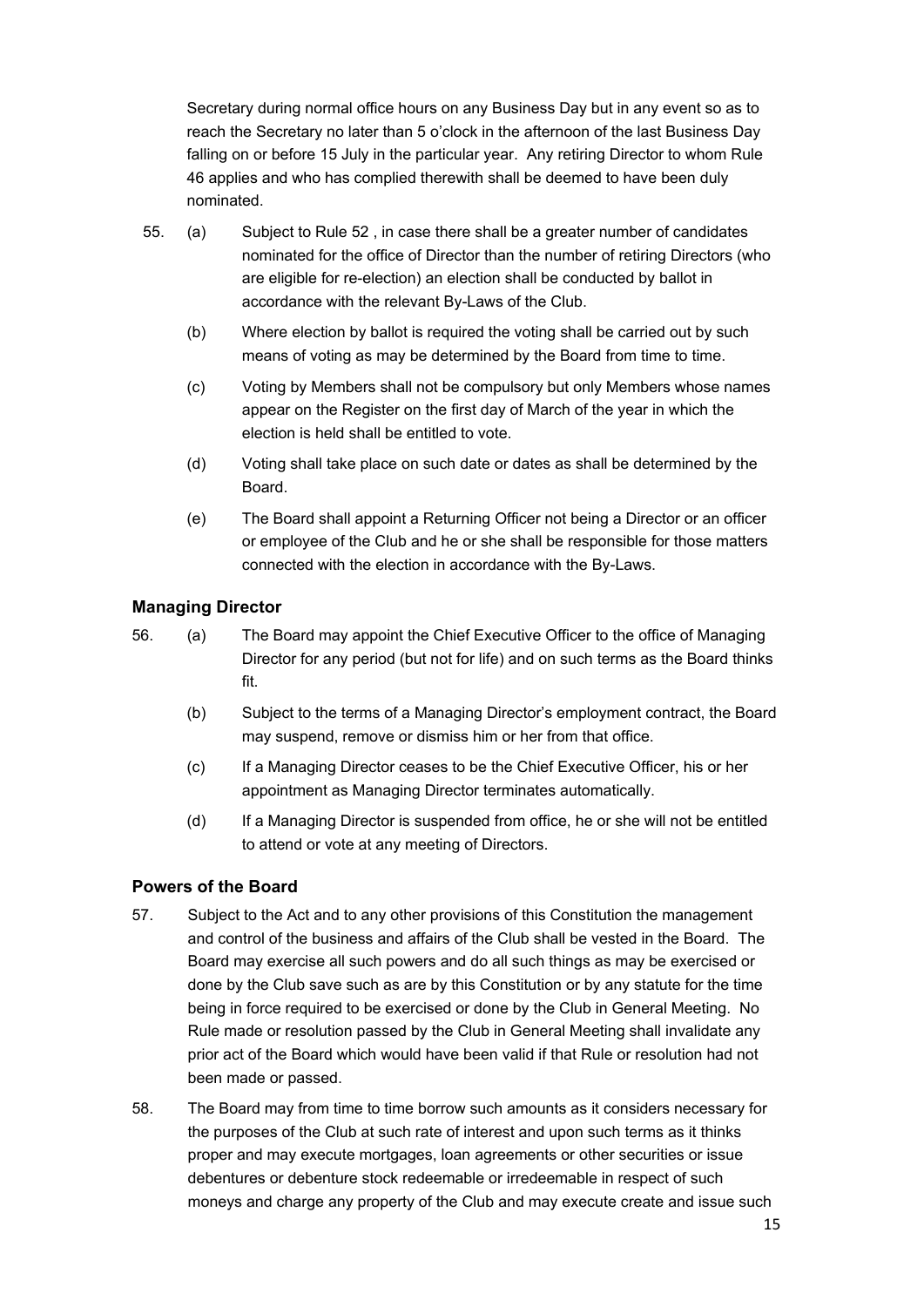Secretary during normal office hours on any Business Day but in any event so as to reach the Secretary no later than 5 o'clock in the afternoon of the last Business Day falling on or before 15 July in the particular year. Any retiring Director to whom Rule 46 applies and who has complied therewith shall be deemed to have been duly nominated.

55. (a) Subject to Rule 52 , in case there shall be a greater number of candidates nominated for the office of Director than the number of retiring Directors (who are eligible for re-election) an election shall be conducted by ballot in accordance with the relevant By-Laws of the Club.

    (b) Where election by ballot is required the voting shall be carried out by such means of voting as may be determined by the Board from time to time.

    (c) Voting by Members shall not be compulsory but only Members whose names appear on the Register on the first day of March of the year in which the election is held shall be entitled to vote.

    (d) Voting shall take place on such date or dates as shall be determined by the Board.

    (e) The Board shall appoint a Returning Officer not being a Director or an officer or employee of the Club and he or she shall be responsible for those matters connected with the election in accordance with the By-Laws.

### Managing Director

56. (a) The Board may appoint the Chief Executive Officer to the office of Managing Director for any period (but not for life) and on such terms as the Board thinks fit.

    (b) Subject to the terms of a Managing Director's employment contract, the Board may suspend, remove or dismiss him or her from that office.

    (c) If a Managing Director ceases to be the Chief Executive Officer, his or her appointment as Managing Director terminates automatically.

    (d) If a Managing Director is suspended from office, he or she will not be entitled to attend or vote at any meeting of Directors.

### Powers of the Board

57. Subject to the Act and to any other provisions of this Constitution the management and control of the business and affairs of the Club shall be vested in the Board. The Board may exercise all such powers and do all such things as may be exercised or done by the Club save such as are by this Constitution or by any statute for the time being in force required to be exercised or done by the Club in General Meeting. No Rule made or resolution passed by the Club in General Meeting shall invalidate any prior act of the Board which would have been valid if that Rule or resolution had not been made or passed.

58. The Board may from time to time borrow such amounts as it considers necessary for the purposes of the Club at such rate of interest and upon such terms as it thinks proper and may execute mortgages, loan agreements or other securities or issue debentures or debenture stock redeemable or irredeemable in respect of such moneys and charge any property of the Club and may execute create and issue such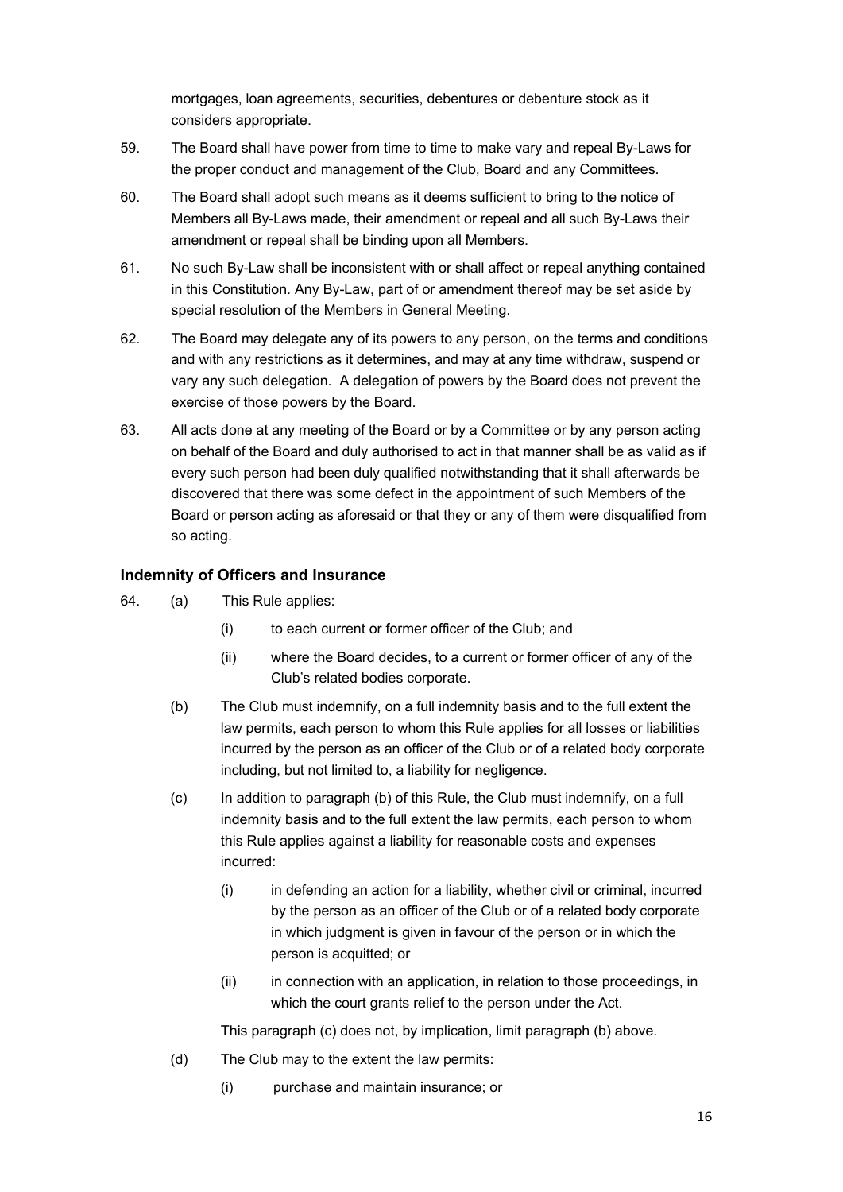mortgages, loan agreements, securities, debentures or debenture stock as it considers appropriate.

59. The Board shall have power from time to time to make vary and repeal By-Laws for the proper conduct and management of the Club, Board and any Committees.

60. The Board shall adopt such means as it deems sufficient to bring to the notice of Members all By-Laws made, their amendment or repeal and all such By-Laws their amendment or repeal shall be binding upon all Members.

61. No such By-Law shall be inconsistent with or shall affect or repeal anything contained in this Constitution. Any By-Law, part of or amendment thereof may be set aside by special resolution of the Members in General Meeting.

62. The Board may delegate any of its powers to any person, on the terms and conditions and with any restrictions as it determines, and may at any time withdraw, suspend or vary any such delegation. A delegation of powers by the Board does not prevent the exercise of those powers by the Board.

63. All acts done at any meeting of the Board or by a Committee or by any person acting on behalf of the Board and duly authorised to act in that manner shall be as valid as if every such person had been duly qualified notwithstanding that it shall afterwards be discovered that there was some defect in the appointment of such Members of the Board or person acting as aforesaid or that they or any of them were disqualified from so acting.

### Indemnity of Officers and Insurance

64. (a) This Rule applies:

    (i) to each current or former officer of the Club; and

    (ii) where the Board decides, to a current or former officer of any of the Club's related bodies corporate.

    (b) The Club must indemnify, on a full indemnity basis and to the full extent the law permits, each person to whom this Rule applies for all losses or liabilities incurred by the person as an officer of the Club or of a related body corporate including, but not limited to, a liability for negligence.

    (c) In addition to paragraph (b) of this Rule, the Club must indemnify, on a full indemnity basis and to the full extent the law permits, each person to whom this Rule applies against a liability for reasonable costs and expenses incurred:

    (i) in defending an action for a liability, whether civil or criminal, incurred by the person as an officer of the Club or of a related body corporate in which judgment is given in favour of the person or in which the person is acquitted; or

    (ii) in connection with an application, in relation to those proceedings, in which the court grants relief to the person under the Act.

    This paragraph (c) does not, by implication, limit paragraph (b) above.

    (d) The Club may to the extent the law permits:

    (i) purchase and maintain insurance; or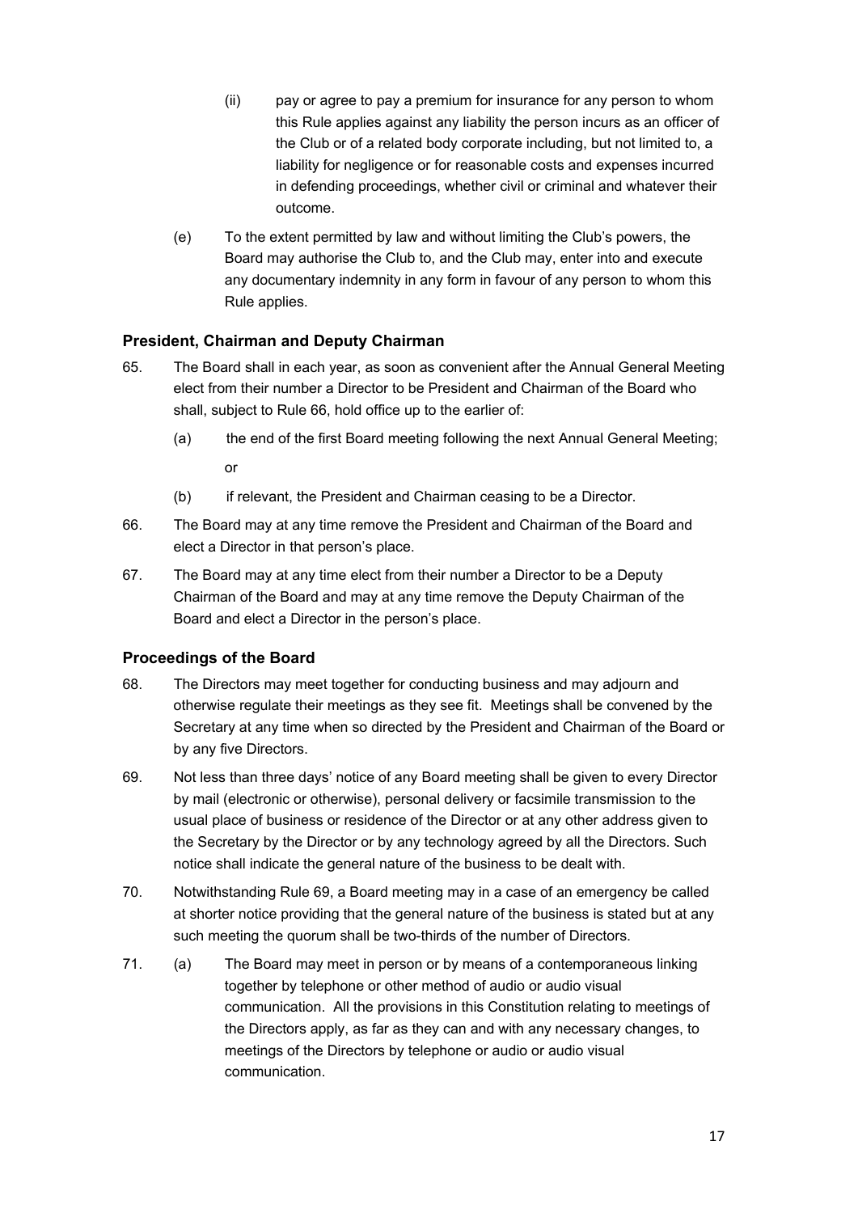(ii) pay or agree to pay a premium for insurance for any person to whom this Rule applies against any liability the person incurs as an officer of the Club or of a related body corporate including, but not limited to, a liability for negligence or for reasonable costs and expenses incurred in defending proceedings, whether civil or criminal and whatever their outcome.

(e) To the extent permitted by law and without limiting the Club's powers, the Board may authorise the Club to, and the Club may, enter into and execute any documentary indemnity in any form in favour of any person to whom this Rule applies.

### President, Chairman and Deputy Chairman

65. The Board shall in each year, as soon as convenient after the Annual General Meeting elect from their number a Director to be President and Chairman of the Board who shall, subject to Rule 66, hold office up to the earlier of:

    (a) the end of the first Board meeting following the next Annual General Meeting; or

    (b) if relevant, the President and Chairman ceasing to be a Director.

66. The Board may at any time remove the President and Chairman of the Board and elect a Director in that person's place.

67. The Board may at any time elect from their number a Director to be a Deputy Chairman of the Board and may at any time remove the Deputy Chairman of the Board and elect a Director in the person's place.

### Proceedings of the Board

68. The Directors may meet together for conducting business and may adjourn and otherwise regulate their meetings as they see fit. Meetings shall be convened by the Secretary at any time when so directed by the President and Chairman of the Board or by any five Directors.

69. Not less than three days' notice of any Board meeting shall be given to every Director by mail (electronic or otherwise), personal delivery or facsimile transmission to the usual place of business or residence of the Director or at any other address given to the Secretary by the Director or by any technology agreed by all the Directors. Such notice shall indicate the general nature of the business to be dealt with.

70. Notwithstanding Rule 69, a Board meeting may in a case of an emergency be called at shorter notice providing that the general nature of the business is stated but at any such meeting the quorum shall be two-thirds of the number of Directors.

71. (a) The Board may meet in person or by means of a contemporaneous linking together by telephone or other method of audio or audio visual communication. All the provisions in this Constitution relating to meetings of the Directors apply, as far as they can and with any necessary changes, to meetings of the Directors by telephone or audio or audio visual communication.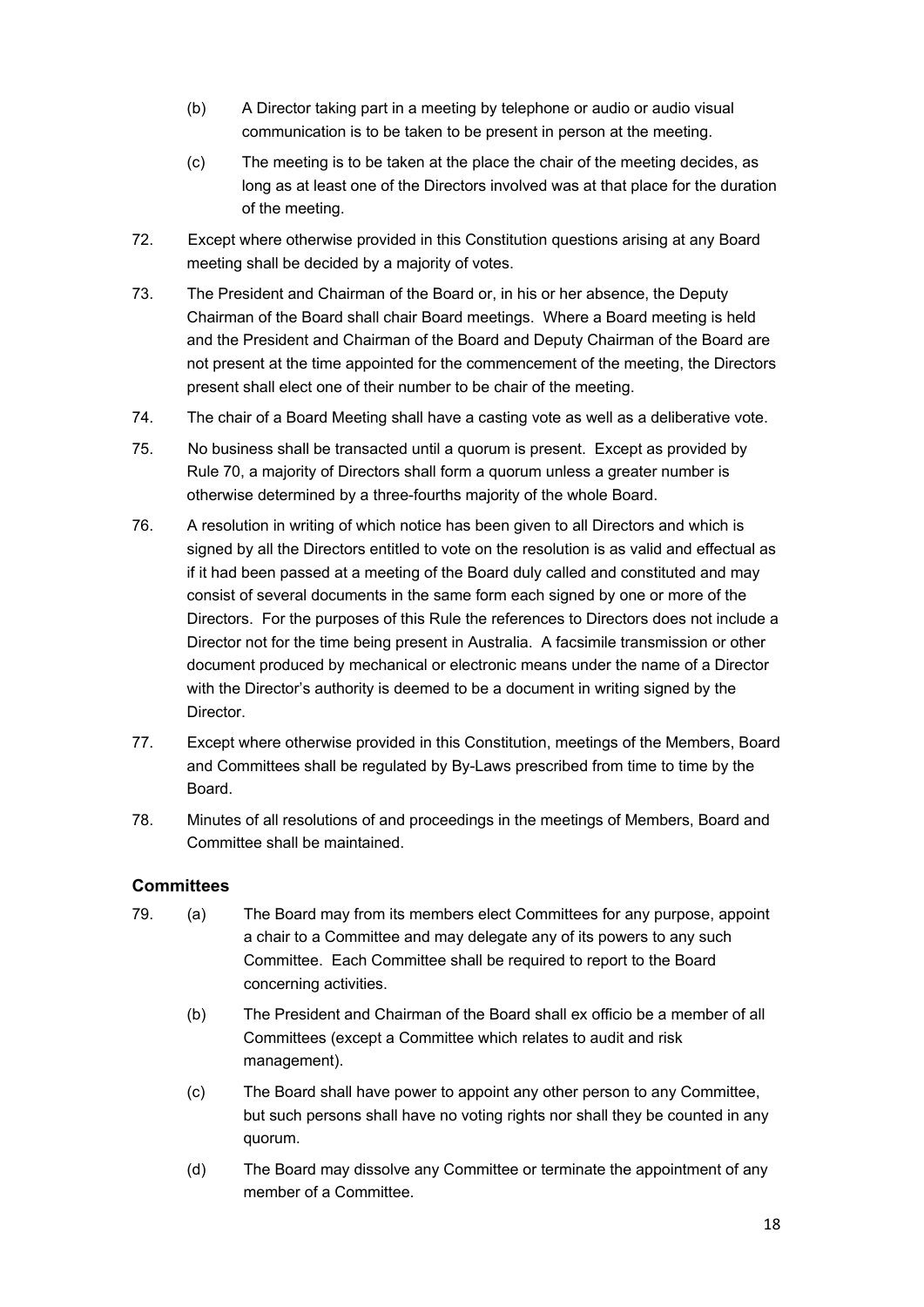(b) A Director taking part in a meeting by telephone or audio or audio visual communication is to be taken to be present in person at the meeting.

(c) The meeting is to be taken at the place the chair of the meeting decides, as long as at least one of the Directors involved was at that place for the duration of the meeting.

72. Except where otherwise provided in this Constitution questions arising at any Board meeting shall be decided by a majority of votes.

73. The President and Chairman of the Board or, in his or her absence, the Deputy Chairman of the Board shall chair Board meetings. Where a Board meeting is held and the President and Chairman of the Board and Deputy Chairman of the Board are not present at the time appointed for the commencement of the meeting, the Directors present shall elect one of their number to be chair of the meeting.

74. The chair of a Board Meeting shall have a casting vote as well as a deliberative vote.

75. No business shall be transacted until a quorum is present. Except as provided by Rule 70, a majority of Directors shall form a quorum unless a greater number is otherwise determined by a three-fourths majority of the whole Board.

76. A resolution in writing of which notice has been given to all Directors and which is signed by all the Directors entitled to vote on the resolution is as valid and effectual as if it had been passed at a meeting of the Board duly called and constituted and may consist of several documents in the same form each signed by one or more of the Directors. For the purposes of this Rule the references to Directors does not include a Director not for the time being present in Australia. A facsimile transmission or other document produced by mechanical or electronic means under the name of a Director with the Director's authority is deemed to be a document in writing signed by the Director.

77. Except where otherwise provided in this Constitution, meetings of the Members, Board and Committees shall be regulated by By-Laws prescribed from time to time by the Board.

78. Minutes of all resolutions of and proceedings in the meetings of Members, Board and Committee shall be maintained.

### Committees

79. (a) The Board may from its members elect Committees for any purpose, appoint a chair to a Committee and may delegate any of its powers to any such Committee. Each Committee shall be required to report to the Board concerning activities.

(b) The President and Chairman of the Board shall ex officio be a member of all Committees (except a Committee which relates to audit and risk management).

(c) The Board shall have power to appoint any other person to any Committee, but such persons shall have no voting rights nor shall they be counted in any quorum.

(d) The Board may dissolve any Committee or terminate the appointment of any member of a Committee.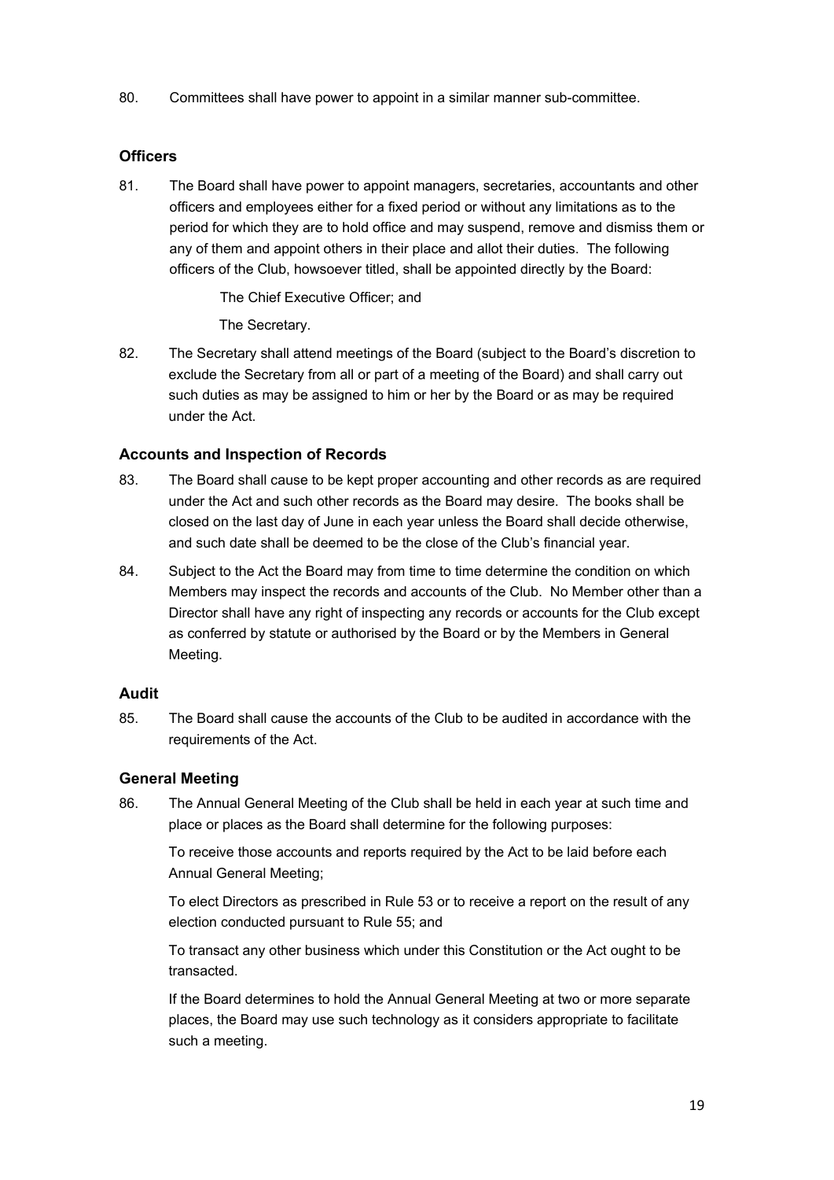80. Committees shall have power to appoint in a similar manner sub-committee.

### Officers

81. The Board shall have power to appoint managers, secretaries, accountants and other officers and employees either for a fixed period or without any limitations as to the period for which they are to hold office and may suspend, remove and dismiss them or any of them and appoint others in their place and allot their duties. The following officers of the Club, howsoever titled, shall be appointed directly by the Board:

    The Chief Executive Officer; and

    The Secretary.

82. The Secretary shall attend meetings of the Board (subject to the Board's discretion to exclude the Secretary from all or part of a meeting of the Board) and shall carry out such duties as may be assigned to him or her by the Board or as may be required under the Act.

### Accounts and Inspection of Records

83. The Board shall cause to be kept proper accounting and other records as are required under the Act and such other records as the Board may desire. The books shall be closed on the last day of June in each year unless the Board shall decide otherwise, and such date shall be deemed to be the close of the Club's financial year.

84. Subject to the Act the Board may from time to time determine the condition on which Members may inspect the records and accounts of the Club. No Member other than a Director shall have any right of inspecting any records or accounts for the Club except as conferred by statute or authorised by the Board or by the Members in General Meeting.

### Audit

85. The Board shall cause the accounts of the Club to be audited in accordance with the requirements of the Act.

### General Meeting

86. The Annual General Meeting of the Club shall be held in each year at such time and place or places as the Board shall determine for the following purposes:

    To receive those accounts and reports required by the Act to be laid before each Annual General Meeting;

    To elect Directors as prescribed in Rule 53 or to receive a report on the result of any election conducted pursuant to Rule 55; and

    To transact any other business which under this Constitution or the Act ought to be transacted.

    If the Board determines to hold the Annual General Meeting at two or more separate places, the Board may use such technology as it considers appropriate to facilitate such a meeting.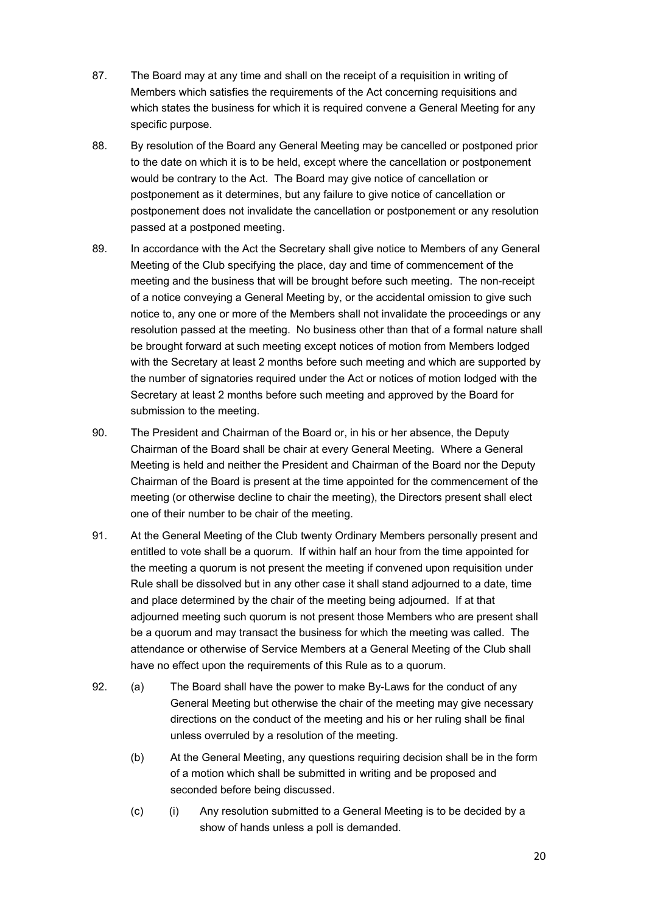87. The Board may at any time and shall on the receipt of a requisition in writing of Members which satisfies the requirements of the Act concerning requisitions and which states the business for which it is required convene a General Meeting for any specific purpose.

88. By resolution of the Board any General Meeting may be cancelled or postponed prior to the date on which it is to be held, except where the cancellation or postponement would be contrary to the Act. The Board may give notice of cancellation or postponement as it determines, but any failure to give notice of cancellation or postponement does not invalidate the cancellation or postponement or any resolution passed at a postponed meeting.

89. In accordance with the Act the Secretary shall give notice to Members of any General Meeting of the Club specifying the place, day and time of commencement of the meeting and the business that will be brought before such meeting. The non-receipt of a notice conveying a General Meeting by, or the accidental omission to give such notice to, any one or more of the Members shall not invalidate the proceedings or any resolution passed at the meeting. No business other than that of a formal nature shall be brought forward at such meeting except notices of motion from Members lodged with the Secretary at least 2 months before such meeting and which are supported by the number of signatories required under the Act or notices of motion lodged with the Secretary at least 2 months before such meeting and approved by the Board for submission to the meeting.

90. The President and Chairman of the Board or, in his or her absence, the Deputy Chairman of the Board shall be chair at every General Meeting. Where a General Meeting is held and neither the President and Chairman of the Board nor the Deputy Chairman of the Board is present at the time appointed for the commencement of the meeting (or otherwise decline to chair the meeting), the Directors present shall elect one of their number to be chair of the meeting.

91. At the General Meeting of the Club twenty Ordinary Members personally present and entitled to vote shall be a quorum. If within half an hour from the time appointed for the meeting a quorum is not present the meeting if convened upon requisition under Rule shall be dissolved but in any other case it shall stand adjourned to a date, time and place determined by the chair of the meeting being adjourned. If at that adjourned meeting such quorum is not present those Members who are present shall be a quorum and may transact the business for which the meeting was called. The attendance or otherwise of Service Members at a General Meeting of the Club shall have no effect upon the requirements of this Rule as to a quorum.

92. (a) The Board shall have the power to make By-Laws for the conduct of any General Meeting but otherwise the chair of the meeting may give necessary directions on the conduct of the meeting and his or her ruling shall be final unless overruled by a resolution of the meeting.

    (b) At the General Meeting, any questions requiring decision shall be in the form of a motion which shall be submitted in writing and be proposed and seconded before being discussed.

    (c) (i) Any resolution submitted to a General Meeting is to be decided by a show of hands unless a poll is demanded.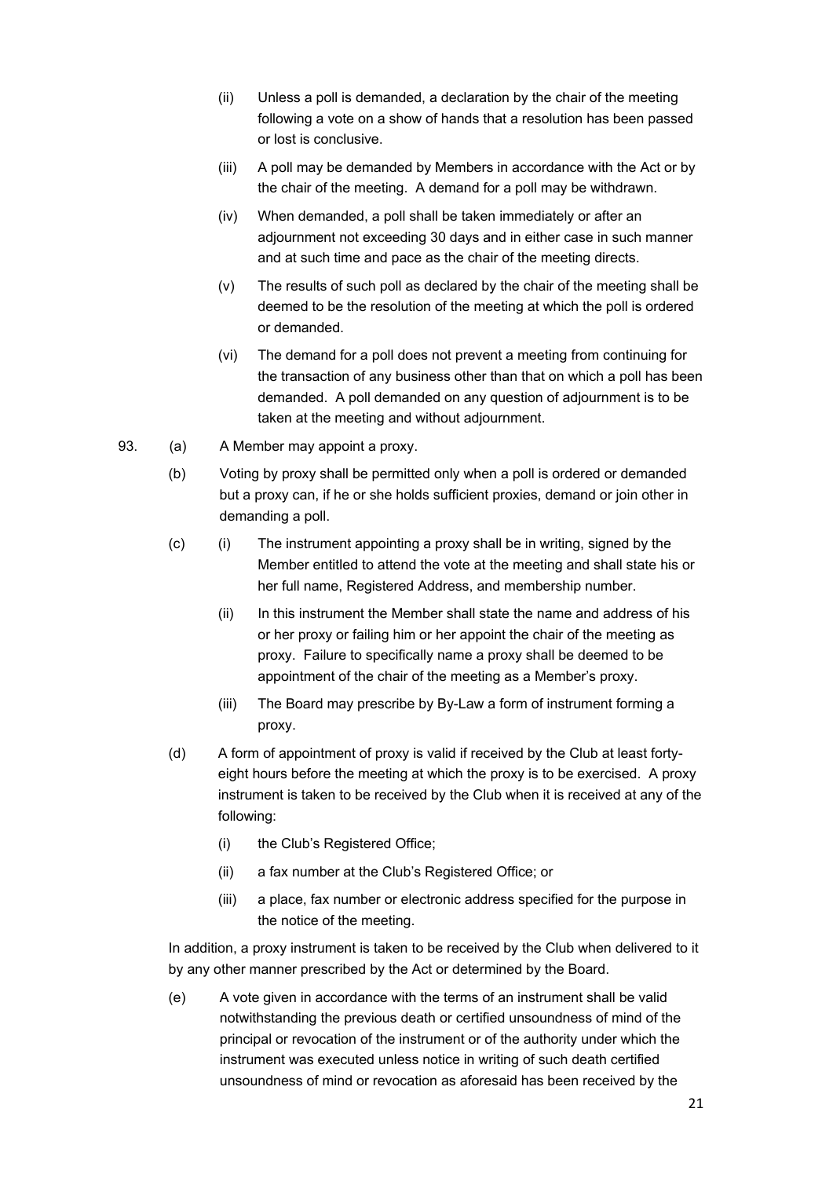(ii) Unless a poll is demanded, a declaration by the chair of the meeting following a vote on a show of hands that a resolution has been passed or lost is conclusive.

(iii) A poll may be demanded by Members in accordance with the Act or by the chair of the meeting. A demand for a poll may be withdrawn.

(iv) When demanded, a poll shall be taken immediately or after an adjournment not exceeding 30 days and in either case in such manner and at such time and pace as the chair of the meeting directs.

(v) The results of such poll as declared by the chair of the meeting shall be deemed to be the resolution of the meeting at which the poll is ordered or demanded.

(vi) The demand for a poll does not prevent a meeting from continuing for the transaction of any business other than that on which a poll has been demanded. A poll demanded on any question of adjournment is to be taken at the meeting and without adjournment.

93. (a) A Member may appoint a proxy.

(b) Voting by proxy shall be permitted only when a poll is ordered or demanded but a proxy can, if he or she holds sufficient proxies, demand or join other in demanding a poll.

(c) (i) The instrument appointing a proxy shall be in writing, signed by the Member entitled to attend the vote at the meeting and shall state his or her full name, Registered Address, and membership number.

(ii) In this instrument the Member shall state the name and address of his or her proxy or failing him or her appoint the chair of the meeting as proxy. Failure to specifically name a proxy shall be deemed to be appointment of the chair of the meeting as a Member's proxy.

(iii) The Board may prescribe by By-Law a form of instrument forming a proxy.

(d) A form of appointment of proxy is valid if received by the Club at least forty-eight hours before the meeting at which the proxy is to be exercised. A proxy instrument is taken to be received by the Club when it is received at any of the following:

(i) the Club's Registered Office;

(ii) a fax number at the Club's Registered Office; or

(iii) a place, fax number or electronic address specified for the purpose in the notice of the meeting.

In addition, a proxy instrument is taken to be received by the Club when delivered to it by any other manner prescribed by the Act or determined by the Board.

(e) A vote given in accordance with the terms of an instrument shall be valid notwithstanding the previous death or certified unsoundness of mind of the principal or revocation of the instrument or of the authority under which the instrument was executed unless notice in writing of such death certified unsoundness of mind or revocation as aforesaid has been received by the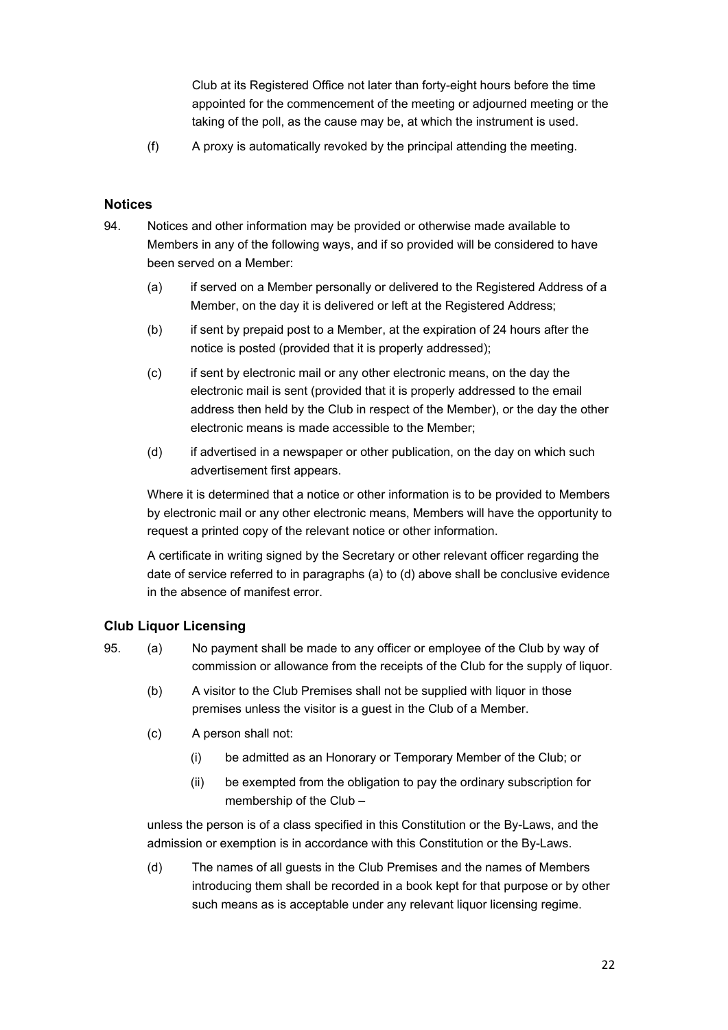Club at its Registered Office not later than forty-eight hours before the time appointed for the commencement of the meeting or adjourned meeting or the taking of the poll, as the cause may be, at which the instrument is used.

(f) A proxy is automatically revoked by the principal attending the meeting.

### Notices

94. Notices and other information may be provided or otherwise made available to Members in any of the following ways, and if so provided will be considered to have been served on a Member:

   (a) if served on a Member personally or delivered to the Registered Address of a Member, on the day it is delivered or left at the Registered Address;

   (b) if sent by prepaid post to a Member, at the expiration of 24 hours after the notice is posted (provided that it is properly addressed);

   (c) if sent by electronic mail or any other electronic means, on the day the electronic mail is sent (provided that it is properly addressed to the email address then held by the Club in respect of the Member), or the day the other electronic means is made accessible to the Member;

   (d) if advertised in a newspaper or other publication, on the day on which such advertisement first appears.

   Where it is determined that a notice or other information is to be provided to Members by electronic mail or any other electronic means, Members will have the opportunity to request a printed copy of the relevant notice or other information.

   A certificate in writing signed by the Secretary or other relevant officer regarding the date of service referred to in paragraphs (a) to (d) above shall be conclusive evidence in the absence of manifest error.

### Club Liquor Licensing

95. (a) No payment shall be made to any officer or employee of the Club by way of commission or allowance from the receipts of the Club for the supply of liquor.

   (b) A visitor to the Club Premises shall not be supplied with liquor in those premises unless the visitor is a guest in the Club of a Member.

   (c) A person shall not:

      (i) be admitted as an Honorary or Temporary Member of the Club; or

      (ii) be exempted from the obligation to pay the ordinary subscription for membership of the Club –

   unless the person is of a class specified in this Constitution or the By-Laws, and the admission or exemption is in accordance with this Constitution or the By-Laws.

   (d) The names of all guests in the Club Premises and the names of Members introducing them shall be recorded in a book kept for that purpose or by other such means as is acceptable under any relevant liquor licensing regime.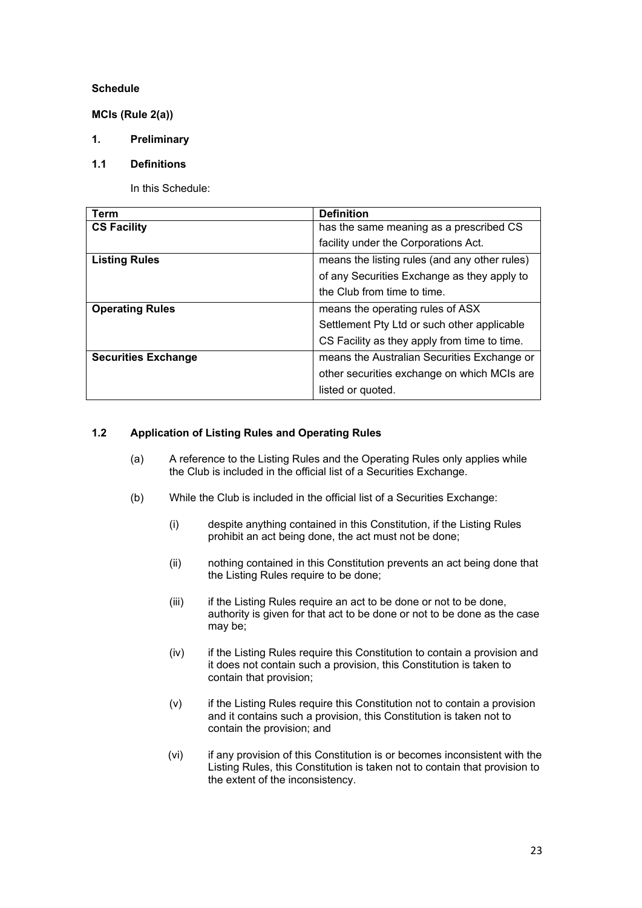**Schedule**

**MCIs (Rule 2(a))**

**1. Preliminary**

**1.1 Definitions**

In this Schedule:

| Term | Definition |
|---|---|
| **CS Facility** | has the same meaning as a prescribed CS facility under the Corporations Act. |
| **Listing Rules** | means the listing rules (and any other rules) of any Securities Exchange as they apply to the Club from time to time. |
| **Operating Rules** | means the operating rules of ASX Settlement Pty Ltd or such other applicable CS Facility as they apply from time to time. |
| **Securities Exchange** | means the Australian Securities Exchange or other securities exchange on which MCIs are listed or quoted. |

**1.2 Application of Listing Rules and Operating Rules**

(a) A reference to the Listing Rules and the Operating Rules only applies while the Club is included in the official list of a Securities Exchange.

(b) While the Club is included in the official list of a Securities Exchange:

(i) despite anything contained in this Constitution, if the Listing Rules prohibit an act being done, the act must not be done;

(ii) nothing contained in this Constitution prevents an act being done that the Listing Rules require to be done;

(iii) if the Listing Rules require an act to be done or not to be done, authority is given for that act to be done or not to be done as the case may be;

(iv) if the Listing Rules require this Constitution to contain a provision and it does not contain such a provision, this Constitution is taken to contain that provision;

(v) if the Listing Rules require this Constitution not to contain a provision and it contains such a provision, this Constitution is taken not to contain the provision; and

(vi) if any provision of this Constitution is or becomes inconsistent with the Listing Rules, this Constitution is taken not to contain that provision to the extent of the inconsistency.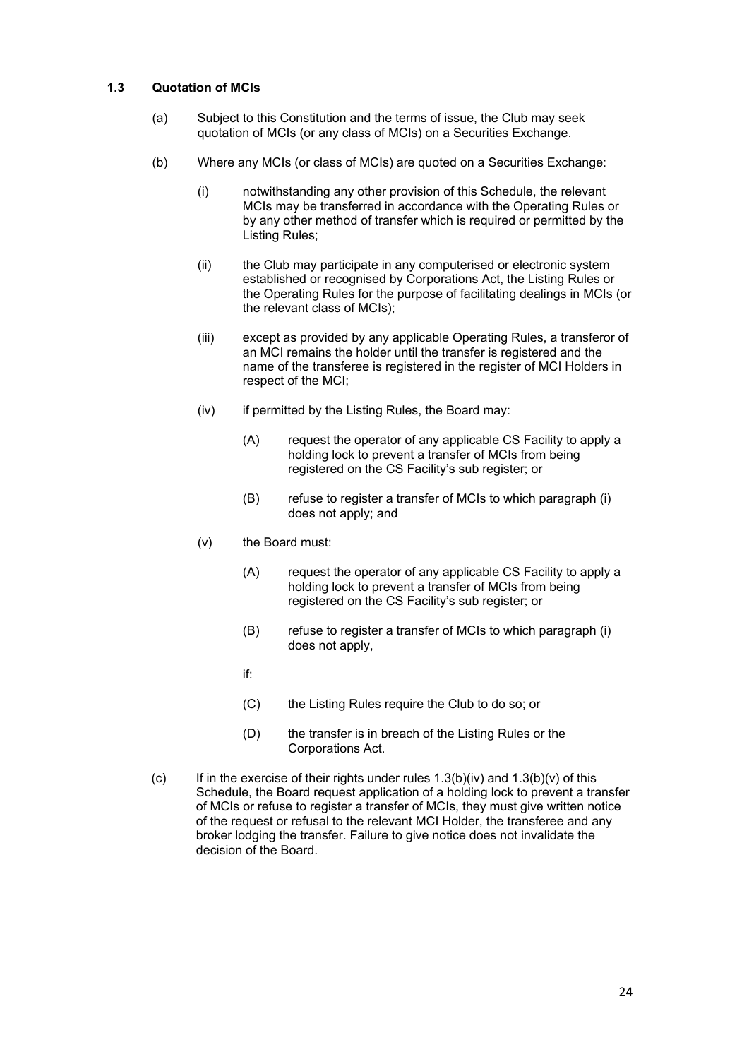### 1.3 Quotation of MCIs

(a) Subject to this Constitution and the terms of issue, the Club may seek quotation of MCIs (or any class of MCIs) on a Securities Exchange.

(b) Where any MCIs (or class of MCIs) are quoted on a Securities Exchange:

  (i) notwithstanding any other provision of this Schedule, the relevant MCIs may be transferred in accordance with the Operating Rules or by any other method of transfer which is required or permitted by the Listing Rules;

  (ii) the Club may participate in any computerised or electronic system established or recognised by Corporations Act, the Listing Rules or the Operating Rules for the purpose of facilitating dealings in MCIs (or the relevant class of MCIs);

  (iii) except as provided by any applicable Operating Rules, a transferor of an MCI remains the holder until the transfer is registered and the name of the transferee is registered in the register of MCI Holders in respect of the MCI;

  (iv) if permitted by the Listing Rules, the Board may:

    (A) request the operator of any applicable CS Facility to apply a holding lock to prevent a transfer of MCIs from being registered on the CS Facility's sub register; or

    (B) refuse to register a transfer of MCIs to which paragraph (i) does not apply; and

  (v) the Board must:

    (A) request the operator of any applicable CS Facility to apply a holding lock to prevent a transfer of MCIs from being registered on the CS Facility's sub register; or

    (B) refuse to register a transfer of MCIs to which paragraph (i) does not apply,

    if:

    (C) the Listing Rules require the Club to do so; or

    (D) the transfer is in breach of the Listing Rules or the Corporations Act.

(c) If in the exercise of their rights under rules 1.3(b)(iv) and 1.3(b)(v) of this Schedule, the Board request application of a holding lock to prevent a transfer of MCIs or refuse to register a transfer of MCIs, they must give written notice of the request or refusal to the relevant MCI Holder, the transferee and any broker lodging the transfer. Failure to give notice does not invalidate the decision of the Board.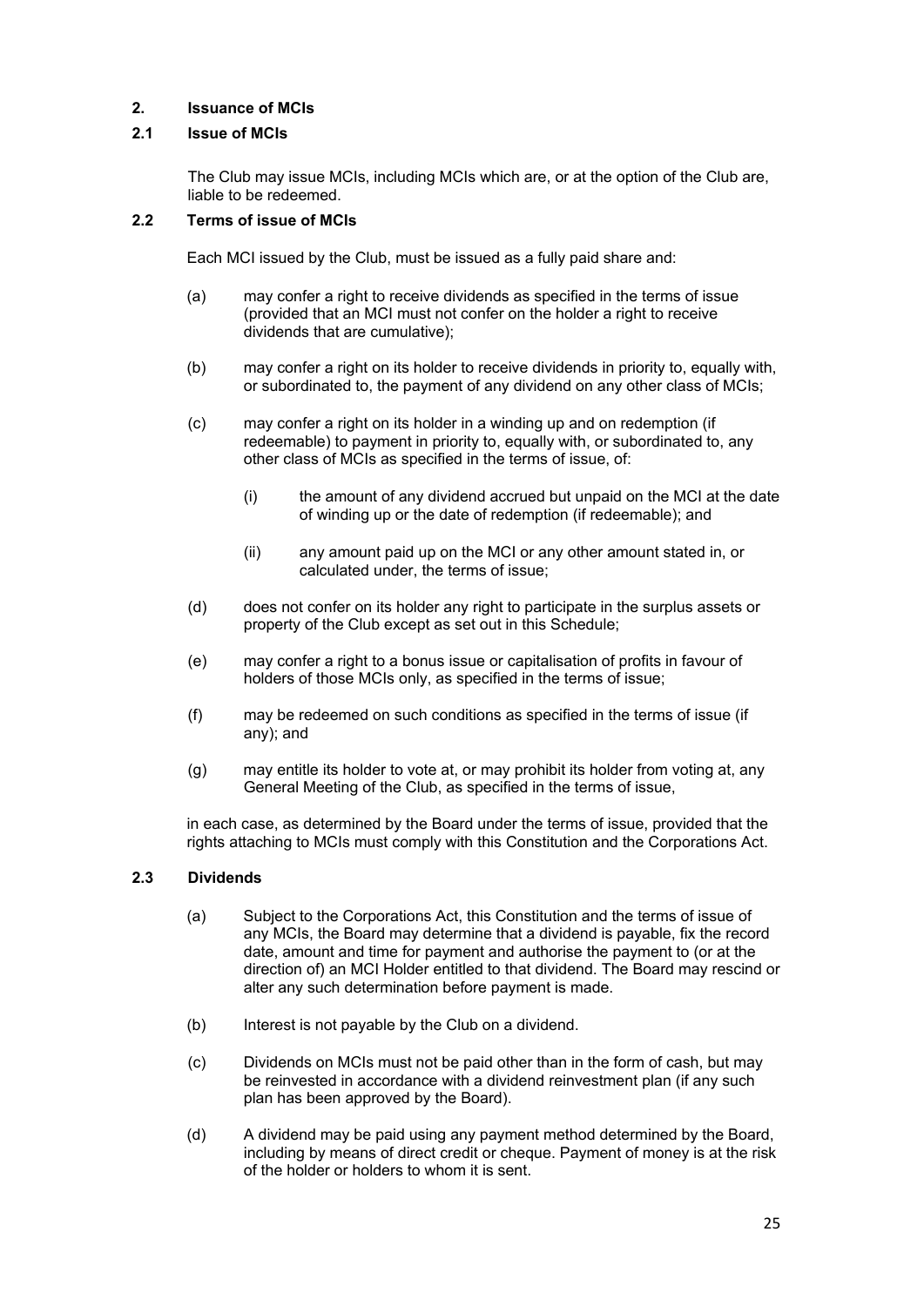## 2. Issuance of MCIs

### 2.1 Issue of MCIs

The Club may issue MCIs, including MCIs which are, or at the option of the Club are, liable to be redeemed.

### 2.2 Terms of issue of MCIs

Each MCI issued by the Club, must be issued as a fully paid share and:

(a) may confer a right to receive dividends as specified in the terms of issue (provided that an MCI must not confer on the holder a right to receive dividends that are cumulative);

(b) may confer a right on its holder to receive dividends in priority to, equally with, or subordinated to, the payment of any dividend on any other class of MCIs;

(c) may confer a right on its holder in a winding up and on redemption (if redeemable) to payment in priority to, equally with, or subordinated to, any other class of MCIs as specified in the terms of issue, of:

   (i) the amount of any dividend accrued but unpaid on the MCI at the date of winding up or the date of redemption (if redeemable); and

   (ii) any amount paid up on the MCI or any other amount stated in, or calculated under, the terms of issue;

(d) does not confer on its holder any right to participate in the surplus assets or property of the Club except as set out in this Schedule;

(e) may confer a right to a bonus issue or capitalisation of profits in favour of holders of those MCIs only, as specified in the terms of issue;

(f) may be redeemed on such conditions as specified in the terms of issue (if any); and

(g) may entitle its holder to vote at, or may prohibit its holder from voting at, any General Meeting of the Club, as specified in the terms of issue,

in each case, as determined by the Board under the terms of issue, provided that the rights attaching to MCIs must comply with this Constitution and the Corporations Act.

### 2.3 Dividends

(a) Subject to the Corporations Act, this Constitution and the terms of issue of any MCIs, the Board may determine that a dividend is payable, fix the record date, amount and time for payment and authorise the payment to (or at the direction of) an MCI Holder entitled to that dividend. The Board may rescind or alter any such determination before payment is made.

(b) Interest is not payable by the Club on a dividend.

(c) Dividends on MCIs must not be paid other than in the form of cash, but may be reinvested in accordance with a dividend reinvestment plan (if any such plan has been approved by the Board).

(d) A dividend may be paid using any payment method determined by the Board, including by means of direct credit or cheque. Payment of money is at the risk of the holder or holders to whom it is sent.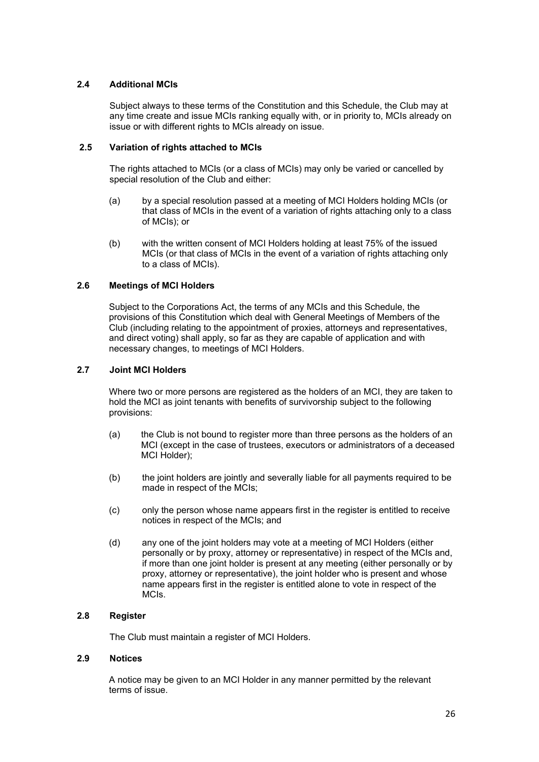### 2.4 Additional MCIs

Subject always to these terms of the Constitution and this Schedule, the Club may at any time create and issue MCIs ranking equally with, or in priority to, MCIs already on issue or with different rights to MCIs already on issue.

### 2.5 Variation of rights attached to MCIs

The rights attached to MCIs (or a class of MCIs) may only be varied or cancelled by special resolution of the Club and either:

(a) by a special resolution passed at a meeting of MCI Holders holding MCIs (or that class of MCIs in the event of a variation of rights attaching only to a class of MCIs); or

(b) with the written consent of MCI Holders holding at least 75% of the issued MCIs (or that class of MCIs in the event of a variation of rights attaching only to a class of MCIs).

### 2.6 Meetings of MCI Holders

Subject to the Corporations Act, the terms of any MCIs and this Schedule, the provisions of this Constitution which deal with General Meetings of Members of the Club (including relating to the appointment of proxies, attorneys and representatives, and direct voting) shall apply, so far as they are capable of application and with necessary changes, to meetings of MCI Holders.

### 2.7 Joint MCI Holders

Where two or more persons are registered as the holders of an MCI, they are taken to hold the MCI as joint tenants with benefits of survivorship subject to the following provisions:

(a) the Club is not bound to register more than three persons as the holders of an MCI (except in the case of trustees, executors or administrators of a deceased MCI Holder);

(b) the joint holders are jointly and severally liable for all payments required to be made in respect of the MCIs;

(c) only the person whose name appears first in the register is entitled to receive notices in respect of the MCIs; and

(d) any one of the joint holders may vote at a meeting of MCI Holders (either personally or by proxy, attorney or representative) in respect of the MCIs and, if more than one joint holder is present at any meeting (either personally or by proxy, attorney or representative), the joint holder who is present and whose name appears first in the register is entitled alone to vote in respect of the MCIs.

### 2.8 Register

The Club must maintain a register of MCI Holders.

### 2.9 Notices

A notice may be given to an MCI Holder in any manner permitted by the relevant terms of issue.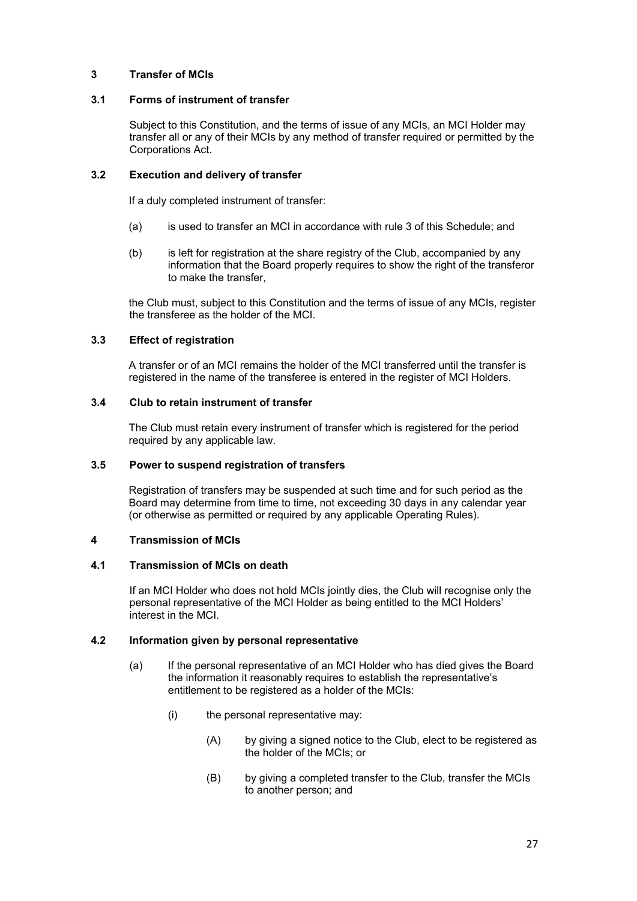## 3 Transfer of MCIs

### 3.1 Forms of instrument of transfer

Subject to this Constitution, and the terms of issue of any MCIs, an MCI Holder may transfer all or any of their MCIs by any method of transfer required or permitted by the Corporations Act.

### 3.2 Execution and delivery of transfer

If a duly completed instrument of transfer:

(a) is used to transfer an MCI in accordance with rule 3 of this Schedule; and

(b) is left for registration at the share registry of the Club, accompanied by any information that the Board properly requires to show the right of the transferor to make the transfer,

the Club must, subject to this Constitution and the terms of issue of any MCIs, register the transferee as the holder of the MCI.

### 3.3 Effect of registration

A transfer or of an MCI remains the holder of the MCI transferred until the transfer is registered in the name of the transferee is entered in the register of MCI Holders.

### 3.4 Club to retain instrument of transfer

The Club must retain every instrument of transfer which is registered for the period required by any applicable law.

### 3.5 Power to suspend registration of transfers

Registration of transfers may be suspended at such time and for such period as the Board may determine from time to time, not exceeding 30 days in any calendar year (or otherwise as permitted or required by any applicable Operating Rules).

## 4 Transmission of MCIs

### 4.1 Transmission of MCIs on death

If an MCI Holder who does not hold MCIs jointly dies, the Club will recognise only the personal representative of the MCI Holder as being entitled to the MCI Holders' interest in the MCI.

### 4.2 Information given by personal representative

(a) If the personal representative of an MCI Holder who has died gives the Board the information it reasonably requires to establish the representative's entitlement to be registered as a holder of the MCIs:

(i) the personal representative may:

(A) by giving a signed notice to the Club, elect to be registered as the holder of the MCIs; or

(B) by giving a completed transfer to the Club, transfer the MCIs to another person; and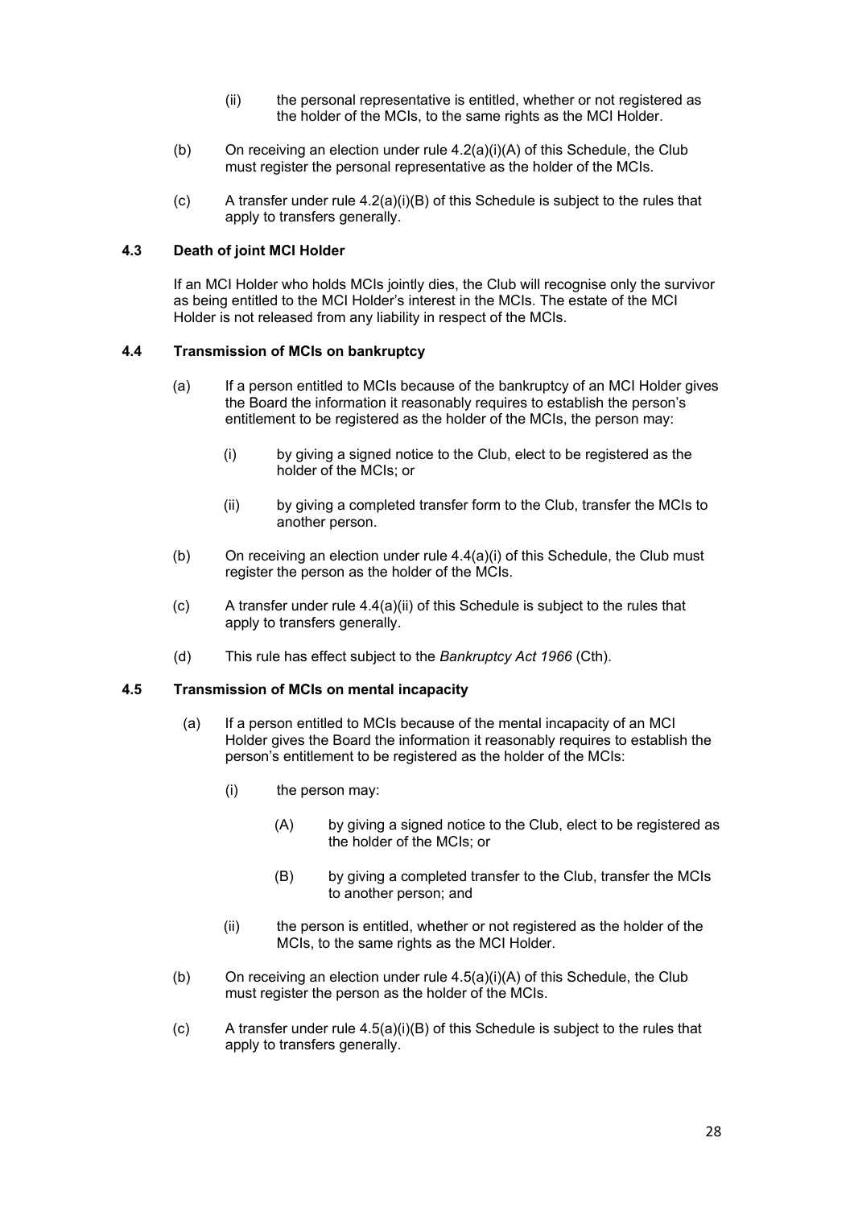(ii) the personal representative is entitled, whether or not registered as the holder of the MCIs, to the same rights as the MCI Holder.

(b) On receiving an election under rule 4.2(a)(i)(A) of this Schedule, the Club must register the personal representative as the holder of the MCIs.

(c) A transfer under rule 4.2(a)(i)(B) of this Schedule is subject to the rules that apply to transfers generally.

### 4.3 Death of joint MCI Holder

If an MCI Holder who holds MCIs jointly dies, the Club will recognise only the survivor as being entitled to the MCI Holder's interest in the MCIs. The estate of the MCI Holder is not released from any liability in respect of the MCIs.

### 4.4 Transmission of MCIs on bankruptcy

(a) If a person entitled to MCIs because of the bankruptcy of an MCI Holder gives the Board the information it reasonably requires to establish the person's entitlement to be registered as the holder of the MCIs, the person may:

(i) by giving a signed notice to the Club, elect to be registered as the holder of the MCIs; or

(ii) by giving a completed transfer form to the Club, transfer the MCIs to another person.

(b) On receiving an election under rule 4.4(a)(i) of this Schedule, the Club must register the person as the holder of the MCIs.

(c) A transfer under rule 4.4(a)(ii) of this Schedule is subject to the rules that apply to transfers generally.

(d) This rule has effect subject to the *Bankruptcy Act 1966* (Cth).

### 4.5 Transmission of MCIs on mental incapacity

(a) If a person entitled to MCIs because of the mental incapacity of an MCI Holder gives the Board the information it reasonably requires to establish the person's entitlement to be registered as the holder of the MCIs:

(i) the person may:

(A) by giving a signed notice to the Club, elect to be registered as the holder of the MCIs; or

(B) by giving a completed transfer to the Club, transfer the MCIs to another person; and

(ii) the person is entitled, whether or not registered as the holder of the MCIs, to the same rights as the MCI Holder.

(b) On receiving an election under rule 4.5(a)(i)(A) of this Schedule, the Club must register the person as the holder of the MCIs.

(c) A transfer under rule 4.5(a)(i)(B) of this Schedule is subject to the rules that apply to transfers generally.